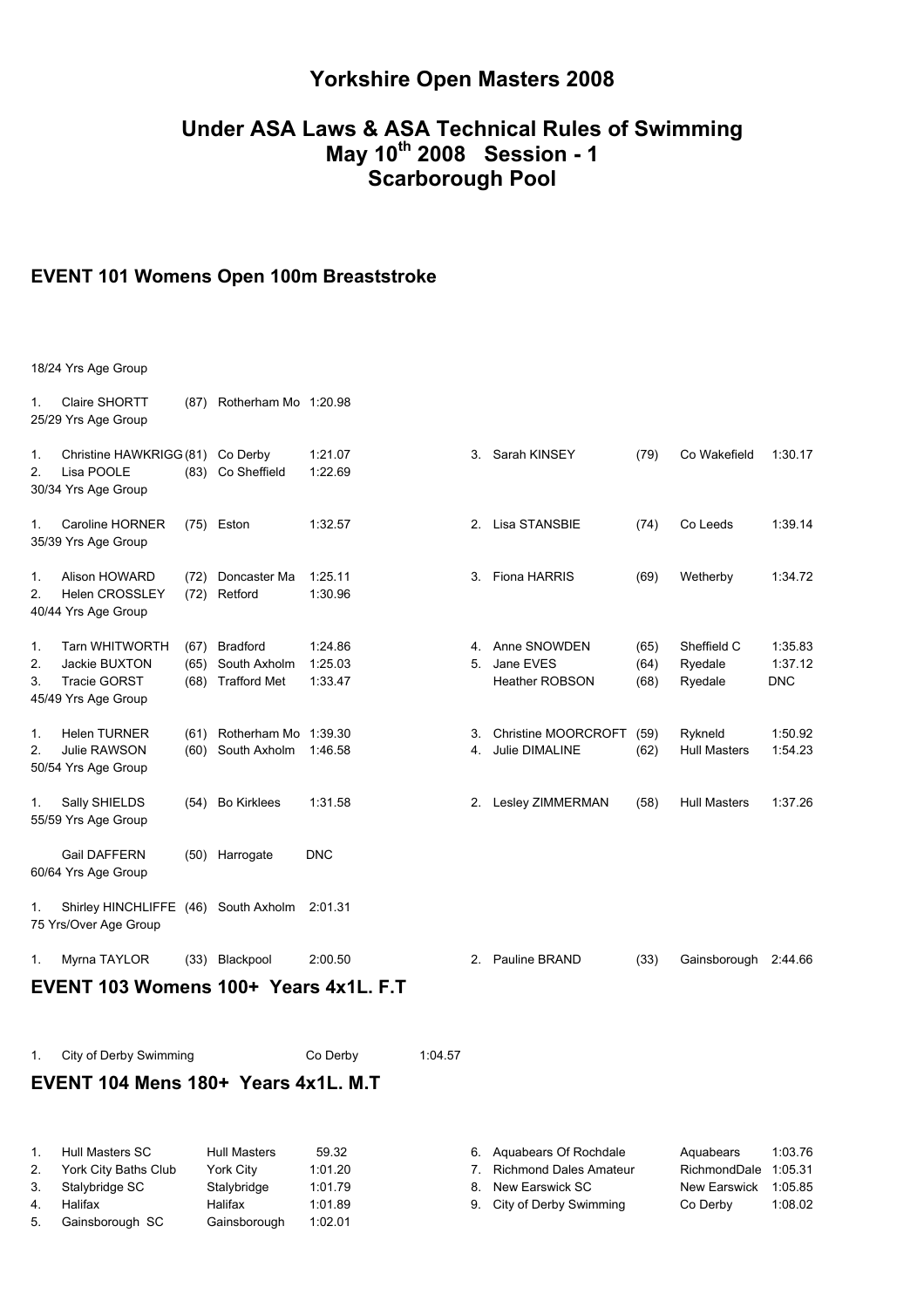# Yorkshire Open Masters 2008

## Under ASA Laws & ASA Technical Rules of Swimming
## May 10th 2008 Session - 1
## Scarborough Pool

### EVENT 101 Womens Open 100m Breaststroke

18/24 Yrs Age Group

| Pos | Name | YOB | Club | Time |
|---|---|---|---|---|
| 1. | Claire SHORTT | (87) | Rotherham Mo | 1:20.98 |

25/29 Yrs Age Group

| Pos | Name | YOB | Club | Time |
|---|---|---|---|---|
| 1. | Christine HAWKRIGG | (81) | Co Derby | 1:21.07 |
| 2. | Lisa POOLE | (83) | Co Sheffield | 1:22.69 |
| 3. | Sarah KINSEY | (79) | Co Wakefield | 1:30.17 |

30/34 Yrs Age Group

| Pos | Name | YOB | Club | Time |
|---|---|---|---|---|
| 1. | Caroline HORNER | (75) | Eston | 1:32.57 |
| 2. | Lisa STANSBIE | (74) | Co Leeds | 1:39.14 |

35/39 Yrs Age Group

| Pos | Name | YOB | Club | Time |
|---|---|---|---|---|
| 1. | Alison HOWARD | (72) | Doncaster Ma | 1:25.11 |
| 2. | Helen CROSSLEY | (72) | Retford | 1:30.96 |
| 3. | Fiona HARRIS | (69) | Wetherby | 1:34.72 |

40/44 Yrs Age Group

| Pos | Name | YOB | Club | Time |
|---|---|---|---|---|
| 1. | Tarn WHITWORTH | (67) | Bradford | 1:24.86 |
| 2. | Jackie BUXTON | (65) | South Axholm | 1:25.03 |
| 3. | Tracie GORST | (68) | Trafford Met | 1:33.47 |
| 4. | Anne SNOWDEN | (65) | Sheffield C | 1:35.83 |
| 5. | Jane EVES | (64) | Ryedale | 1:37.12 |
| | Heather ROBSON | (68) | Ryedale | DNC |

45/49 Yrs Age Group

| Pos | Name | YOB | Club | Time |
|---|---|---|---|---|
| 1. | Helen TURNER | (61) | Rotherham Mo | 1:39.30 |
| 2. | Julie RAWSON | (60) | South Axholm | 1:46.58 |
| 3. | Christine MOORCROFT | (59) | Rykneld | 1:50.92 |
| 4. | Julie DIMALINE | (62) | Hull Masters | 1:54.23 |

50/54 Yrs Age Group

| Pos | Name | YOB | Club | Time |
|---|---|---|---|---|
| 1. | Sally SHIELDS | (54) | Bo Kirklees | 1:31.58 |
| 2. | Lesley ZIMMERMAN | (58) | Hull Masters | 1:37.26 |

55/59 Yrs Age Group

| Pos | Name | YOB | Club | Time |
|---|---|---|---|---|
| | Gail DAFFERN | (50) | Harrogate | DNC |

60/64 Yrs Age Group

| Pos | Name | YOB | Club | Time |
|---|---|---|---|---|
| 1. | Shirley HINCHLIFFE | (46) | South Axholm | 2:01.31 |

75 Yrs/Over Age Group

| Pos | Name | YOB | Club | Time |
|---|---|---|---|---|
| 1. | Myrna TAYLOR | (33) | Blackpool | 2:00.50 |
| 2. | Pauline BRAND | (33) | Gainsborough | 2:44.66 |

### EVENT 103 Womens 100+ Years 4x1L. F.T

| Pos | Team | Club | Time |
|---|---|---|---|
| 1. | City of Derby Swimming | Co Derby | 1:04.57 |

### EVENT 104 Mens 180+ Years 4x1L. M.T

| Pos | Team | Club | Time |
|---|---|---|---|
| 1. | Hull Masters SC | Hull Masters | 59.32 |
| 2. | York City Baths Club | York City | 1:01.20 |
| 3. | Stalybridge SC | Stalybridge | 1:01.79 |
| 4. | Halifax | Halifax | 1:01.89 |
| 5. | Gainsborough SC | Gainsborough | 1:02.01 |
| 6. | Aquabears Of Rochdale | Aquabears | 1:03.76 |
| 7. | Richmond Dales Amateur | RichmondDale | 1:05.31 |
| 8. | New Earswick SC | New Earswick | 1:05.85 |
| 9. | City of Derby Swimming | Co Derby | 1:08.02 |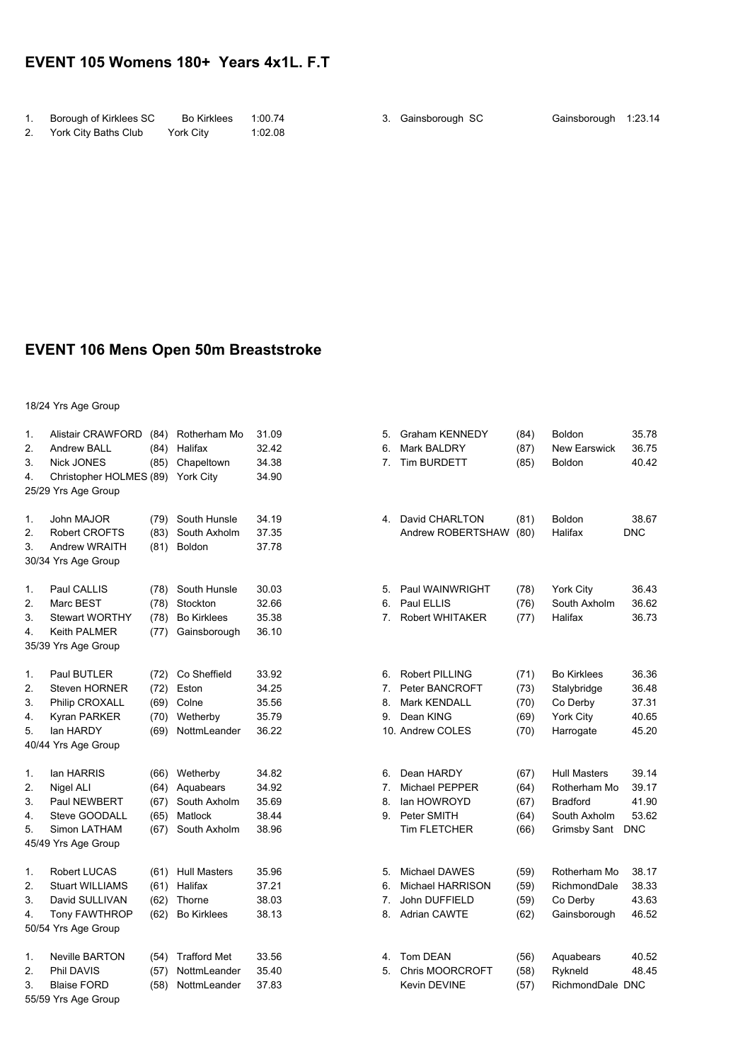## EVENT 105 Womens 180+ Years 4x1L. F.T

| Pos | Club | Team | Time |
|---|---|---|---|
| 1. | Borough of Kirklees SC | Bo Kirklees | 1:00.74 |
| 2. | York City Baths Club | York City | 1:02.08 |
| 3. | Gainsborough SC | Gainsborough | 1:23.14 |

## EVENT 106 Mens Open 50m Breaststroke

18/24 Yrs Age Group

| Pos | Name | YOB | Club | Time |
|---|---|---|---|---|
| 1. | Alistair CRAWFORD | (84) | Rotherham Mo | 31.09 |
| 2. | Andrew BALL | (84) | Halifax | 32.42 |
| 3. | Nick JONES | (85) | Chapeltown | 34.38 |
| 4. | Christopher HOLMES | (89) | York City | 34.90 |
| 5. | Graham KENNEDY | (84) | Boldon | 35.78 |
| 6. | Mark BALDRY | (87) | New Earswick | 36.75 |
| 7. | Tim BURDETT | (85) | Boldon | 40.42 |

25/29 Yrs Age Group

| Pos | Name | YOB | Club | Time |
|---|---|---|---|---|
| 1. | John MAJOR | (79) | South Hunsle | 34.19 |
| 2. | Robert CROFTS | (83) | South Axholm | 37.35 |
| 3. | Andrew WRAITH | (81) | Boldon | 37.78 |
| 4. | David CHARLTON | (81) | Boldon | 38.67 |
| | Andrew ROBERTSHAW | (80) | Halifax | DNC |

30/34 Yrs Age Group

| Pos | Name | YOB | Club | Time |
|---|---|---|---|---|
| 1. | Paul CALLIS | (78) | South Hunsle | 30.03 |
| 2. | Marc BEST | (78) | Stockton | 32.66 |
| 3. | Stewart WORTHY | (78) | Bo Kirklees | 35.38 |
| 4. | Keith PALMER | (77) | Gainsborough | 36.10 |
| 5. | Paul WAINWRIGHT | (78) | York City | 36.43 |
| 6. | Paul ELLIS | (76) | South Axholm | 36.62 |
| 7. | Robert WHITAKER | (77) | Halifax | 36.73 |

35/39 Yrs Age Group

| Pos | Name | YOB | Club | Time |
|---|---|---|---|---|
| 1. | Paul BUTLER | (72) | Co Sheffield | 33.92 |
| 2. | Steven HORNER | (72) | Eston | 34.25 |
| 3. | Philip CROXALL | (69) | Colne | 35.56 |
| 4. | Kyran PARKER | (70) | Wetherby | 35.79 |
| 5. | Ian HARDY | (69) | NottmLeander | 36.22 |
| 6. | Robert PILLING | (71) | Bo Kirklees | 36.36 |
| 7. | Peter BANCROFT | (73) | Stalybridge | 36.48 |
| 8. | Mark KENDALL | (70) | Co Derby | 37.31 |
| 9. | Dean KING | (69) | York City | 40.65 |
| 10. | Andrew COLES | (70) | Harrogate | 45.20 |

40/44 Yrs Age Group

| Pos | Name | YOB | Club | Time |
|---|---|---|---|---|
| 1. | Ian HARRIS | (66) | Wetherby | 34.82 |
| 2. | Nigel ALI | (64) | Aquabears | 34.92 |
| 3. | Paul NEWBERT | (67) | South Axholm | 35.69 |
| 4. | Steve GOODALL | (65) | Matlock | 38.44 |
| 5. | Simon LATHAM | (67) | South Axholm | 38.96 |
| 6. | Dean HARDY | (67) | Hull Masters | 39.14 |
| 7. | Michael PEPPER | (64) | Rotherham Mo | 39.17 |
| 8. | Ian HOWROYD | (67) | Bradford | 41.90 |
| 9. | Peter SMITH | (64) | South Axholm | 53.62 |
| | Tim FLETCHER | (66) | Grimsby Sant | DNC |

45/49 Yrs Age Group

| Pos | Name | YOB | Club | Time |
|---|---|---|---|---|
| 1. | Robert LUCAS | (61) | Hull Masters | 35.96 |
| 2. | Stuart WILLIAMS | (61) | Halifax | 37.21 |
| 3. | David SULLIVAN | (62) | Thorne | 38.03 |
| 4. | Tony FAWTHROP | (62) | Bo Kirklees | 38.13 |
| 5. | Michael DAWES | (59) | Rotherham Mo | 38.17 |
| 6. | Michael HARRISON | (59) | RichmondDale | 38.33 |
| 7. | John DUFFIELD | (59) | Co Derby | 43.63 |
| 8. | Adrian CAWTE | (62) | Gainsborough | 46.52 |

50/54 Yrs Age Group

| Pos | Name | YOB | Club | Time |
|---|---|---|---|---|
| 1. | Neville BARTON | (54) | Trafford Met | 33.56 |
| 2. | Phil DAVIS | (57) | NottmLeander | 35.40 |
| 3. | Blaise FORD | (58) | NottmLeander | 37.83 |
| 4. | Tom DEAN | (56) | Aquabears | 40.52 |
| 5. | Chris MOORCROFT | (58) | Rykneld | 48.45 |
| | Kevin DEVINE | (57) | RichmondDale | DNC |

55/59 Yrs Age Group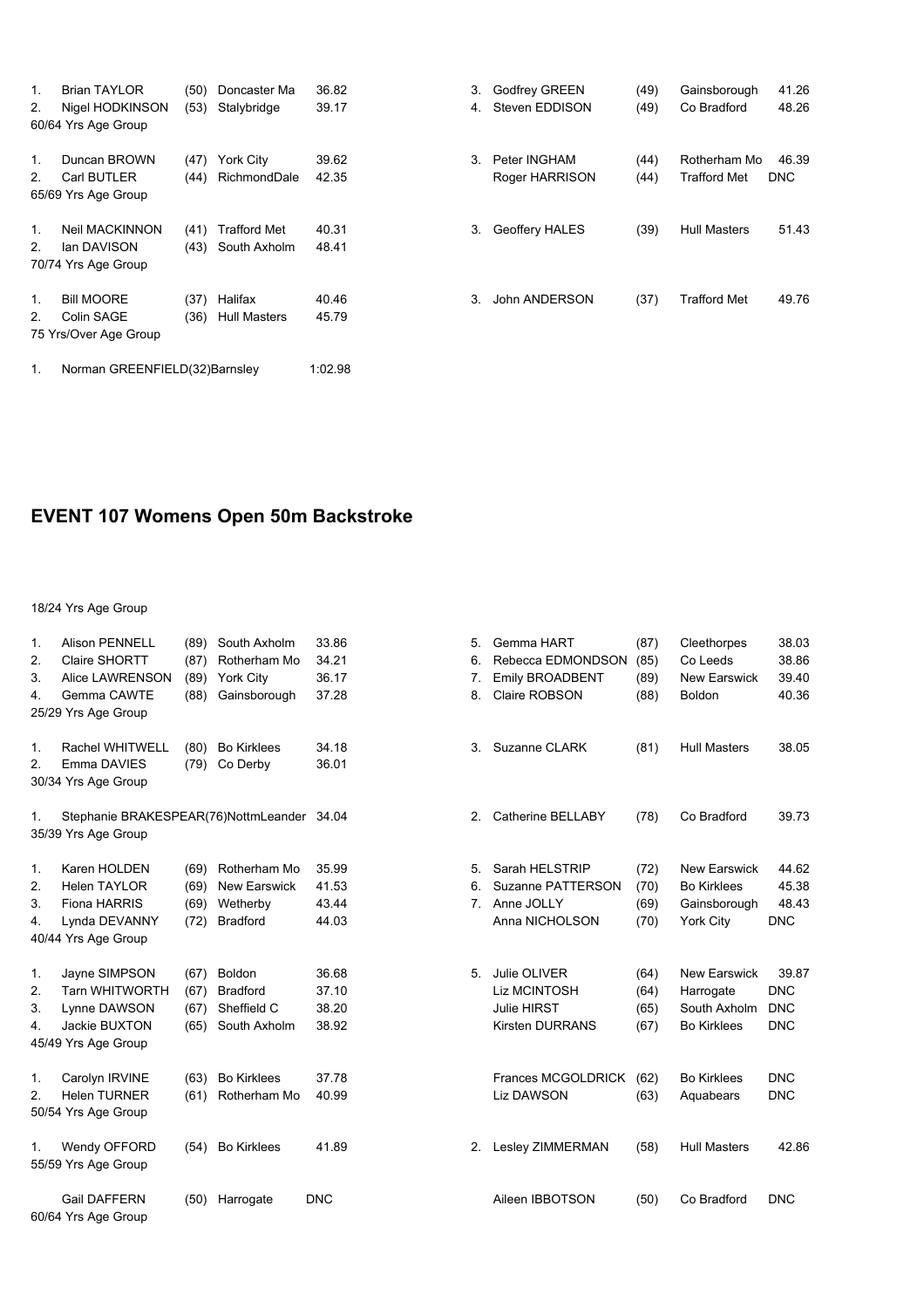| | | | | | | | | | |
|---|---|---|---|---|---|---|---|---|---|
| 1. | Brian TAYLOR | (50) | Doncaster Ma | 36.82 | 3. | Godfrey GREEN | (49) | Gainsborough | 41.26 |
| 2. | Nigel HODKINSON | (53) | Stalybridge | 39.17 | 4. | Steven EDDISON | (49) | Co Bradford | 48.26 |

60/64 Yrs Age Group

| | | | | | | | | | |
|---|---|---|---|---|---|---|---|---|---|
| 1. | Duncan BROWN | (47) | York City | 39.62 | 3. | Peter INGHAM | (44) | Rotherham Mo | 46.39 |
| 2. | Carl BUTLER | (44) | RichmondDale | 42.35 | | Roger HARRISON | (44) | Trafford Met | DNC |

65/69 Yrs Age Group

| | | | | | | | | | |
|---|---|---|---|---|---|---|---|---|---|
| 1. | Neil MACKINNON | (41) | Trafford Met | 40.31 | 3. | Geoffery HALES | (39) | Hull Masters | 51.43 |
| 2. | Ian DAVISON | (43) | South Axholm | 48.41 | | | | | |

70/74 Yrs Age Group

| | | | | | | | | | |
|---|---|---|---|---|---|---|---|---|---|
| 1. | Bill MOORE | (37) | Halifax | 40.46 | 3. | John ANDERSON | (37) | Trafford Met | 49.76 |
| 2. | Colin SAGE | (36) | Hull Masters | 45.79 | | | | | |

75 Yrs/Over Age Group

1. Norman GREENFIELD(32)Barnsley 1:02.98

## EVENT 107 Womens Open 50m Backstroke

18/24 Yrs Age Group

| | | | | | | | | | |
|---|---|---|---|---|---|---|---|---|---|
| 1. | Alison PENNELL | (89) | South Axholm | 33.86 | 5. | Gemma HART | (87) | Cleethorpes | 38.03 |
| 2. | Claire SHORTT | (87) | Rotherham Mo | 34.21 | 6. | Rebecca EDMONDSON | (85) | Co Leeds | 38.86 |
| 3. | Alice LAWRENSON | (89) | York City | 36.17 | 7. | Emily BROADBENT | (89) | New Earswick | 39.40 |
| 4. | Gemma CAWTE | (88) | Gainsborough | 37.28 | 8. | Claire ROBSON | (88) | Boldon | 40.36 |

25/29 Yrs Age Group

| | | | | | | | | | |
|---|---|---|---|---|---|---|---|---|---|
| 1. | Rachel WHITWELL | (80) | Bo Kirklees | 34.18 | 3. | Suzanne CLARK | (81) | Hull Masters | 38.05 |
| 2. | Emma DAVIES | (79) | Co Derby | 36.01 | | | | | |

30/34 Yrs Age Group

| | | | | | | | | | |
|---|---|---|---|---|---|---|---|---|---|
| 1. | Stephanie BRAKESPEAR(76)NottmLeander | | | 34.04 | 2. | Catherine BELLABY | (78) | Co Bradford | 39.73 |

35/39 Yrs Age Group

| | | | | | | | | | |
|---|---|---|---|---|---|---|---|---|---|
| 1. | Karen HOLDEN | (69) | Rotherham Mo | 35.99 | 5. | Sarah HELSTRIP | (72) | New Earswick | 44.62 |
| 2. | Helen TAYLOR | (69) | New Earswick | 41.53 | 6. | Suzanne PATTERSON | (70) | Bo Kirklees | 45.38 |
| 3. | Fiona HARRIS | (69) | Wetherby | 43.44 | 7. | Anne JOLLY | (69) | Gainsborough | 48.43 |
| 4. | Lynda DEVANNY | (72) | Bradford | 44.03 | | Anna NICHOLSON | (70) | York City | DNC |

40/44 Yrs Age Group

| | | | | | | | | | |
|---|---|---|---|---|---|---|---|---|---|
| 1. | Jayne SIMPSON | (67) | Boldon | 36.68 | 5. | Julie OLIVER | (64) | New Earswick | 39.87 |
| 2. | Tarn WHITWORTH | (67) | Bradford | 37.10 | | Liz MCINTOSH | (64) | Harrogate | DNC |
| 3. | Lynne DAWSON | (67) | Sheffield C | 38.20 | | Julie HIRST | (65) | South Axholm | DNC |
| 4. | Jackie BUXTON | (65) | South Axholm | 38.92 | | Kirsten DURRANS | (67) | Bo Kirklees | DNC |

45/49 Yrs Age Group

| | | | | | | | | | |
|---|---|---|---|---|---|---|---|---|---|
| 1. | Carolyn IRVINE | (63) | Bo Kirklees | 37.78 | | Frances MCGOLDRICK | (62) | Bo Kirklees | DNC |
| 2. | Helen TURNER | (61) | Rotherham Mo | 40.99 | | Liz DAWSON | (63) | Aquabears | DNC |

50/54 Yrs Age Group

| | | | | | | | | | |
|---|---|---|---|---|---|---|---|---|---|
| 1. | Wendy OFFORD | (54) | Bo Kirklees | 41.89 | 2. | Lesley ZIMMERMAN | (58) | Hull Masters | 42.86 |

55/59 Yrs Age Group

| | | | | | | | | | |
|---|---|---|---|---|---|---|---|---|---|
| | Gail DAFFERN | (50) | Harrogate | DNC | | Aileen IBBOTSON | (50) | Co Bradford | DNC |

60/64 Yrs Age Group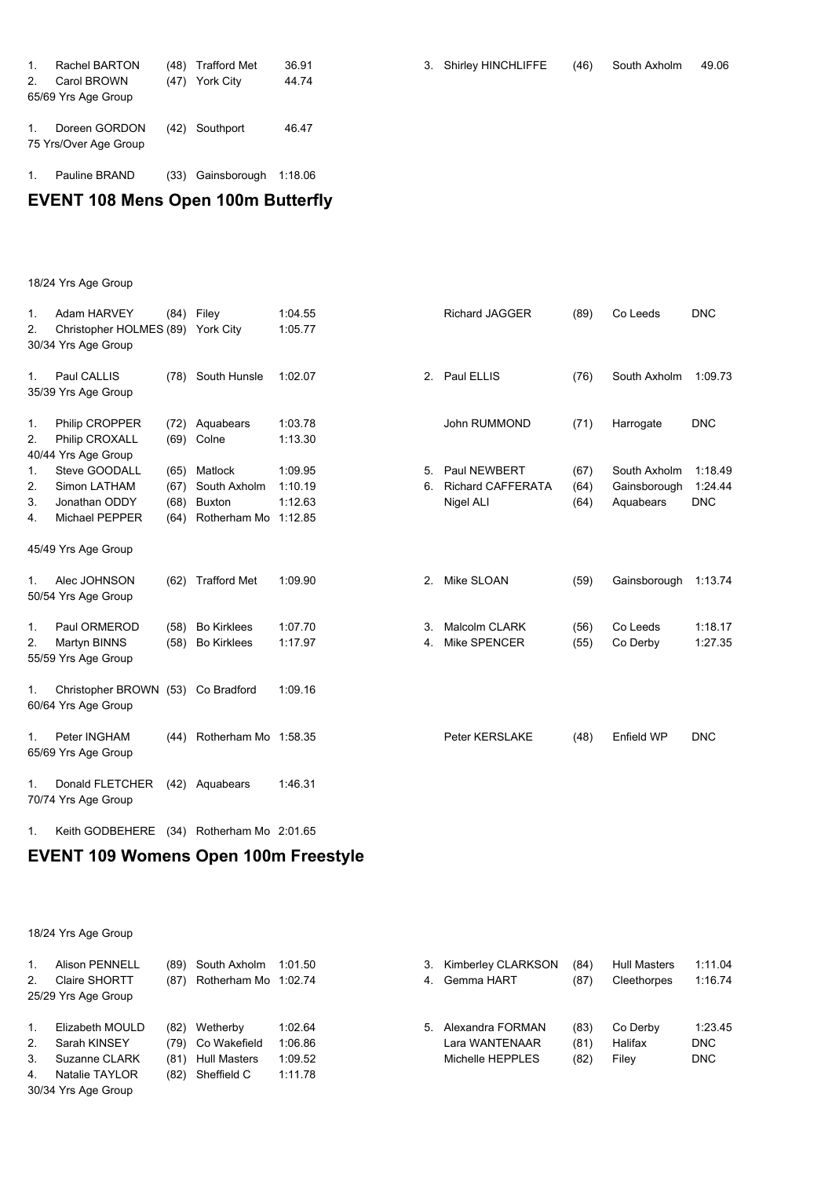1. Rachel BARTON (48) Trafford Met 36.91
2. Carol BROWN (47) York City 44.74
3. Shirley HINCHLIFFE (46) South Axholm 49.06

65/69 Yrs Age Group

1. Doreen GORDON (42) Southport 46.47

75 Yrs/Over Age Group

1. Pauline BRAND (33) Gainsborough 1:18.06

## EVENT 108 Mens Open 100m Butterfly

18/24 Yrs Age Group

1. Adam HARVEY (84) Filey 1:04.55
2. Christopher HOLMES (89) York City 1:05.77
Richard JAGGER (89) Co Leeds DNC

30/34 Yrs Age Group

1. Paul CALLIS (78) South Hunsle 1:02.07
2. Paul ELLIS (76) South Axholm 1:09.73

35/39 Yrs Age Group

1. Philip CROPPER (72) Aquabears 1:03.78
2. Philip CROXALL (69) Colne 1:13.30
John RUMMOND (71) Harrogate DNC

40/44 Yrs Age Group

1. Steve GOODALL (65) Matlock 1:09.95
2. Simon LATHAM (67) South Axholm 1:10.19
3. Jonathan ODDY (68) Buxton 1:12.63
4. Michael PEPPER (64) Rotherham Mo 1:12.85
5. Paul NEWBERT (67) South Axholm 1:18.49
6. Richard CAFFERATA (64) Gainsborough 1:24.44
Nigel ALI (64) Aquabears DNC

45/49 Yrs Age Group

1. Alec JOHNSON (62) Trafford Met 1:09.90
2. Mike SLOAN (59) Gainsborough 1:13.74

50/54 Yrs Age Group

1. Paul ORMEROD (58) Bo Kirklees 1:07.70
2. Martyn BINNS (58) Bo Kirklees 1:17.97
3. Malcolm CLARK (56) Co Leeds 1:18.17
4. Mike SPENCER (55) Co Derby 1:27.35

55/59 Yrs Age Group

1. Christopher BROWN (53) Co Bradford 1:09.16

60/64 Yrs Age Group

1. Peter INGHAM (44) Rotherham Mo 1:58.35
Peter KERSLAKE (48) Enfield WP DNC

65/69 Yrs Age Group

1. Donald FLETCHER (42) Aquabears 1:46.31

70/74 Yrs Age Group

1. Keith GODBEHERE (34) Rotherham Mo 2:01.65

## EVENT 109 Womens Open 100m Freestyle

18/24 Yrs Age Group

1. Alison PENNELL (89) South Axholm 1:01.50
2. Claire SHORTT (87) Rotherham Mo 1:02.74
3. Kimberley CLARKSON (84) Hull Masters 1:11.04
4. Gemma HART (87) Cleethorpes 1:16.74

25/29 Yrs Age Group

1. Elizabeth MOULD (82) Wetherby 1:02.64
2. Sarah KINSEY (79) Co Wakefield 1:06.86
3. Suzanne CLARK (81) Hull Masters 1:09.52
4. Natalie TAYLOR (82) Sheffield C 1:11.78
5. Alexandra FORMAN (83) Co Derby 1:23.45
Lara WANTENAAR (81) Halifax DNC
Michelle HEPPLES (82) Filey DNC

30/34 Yrs Age Group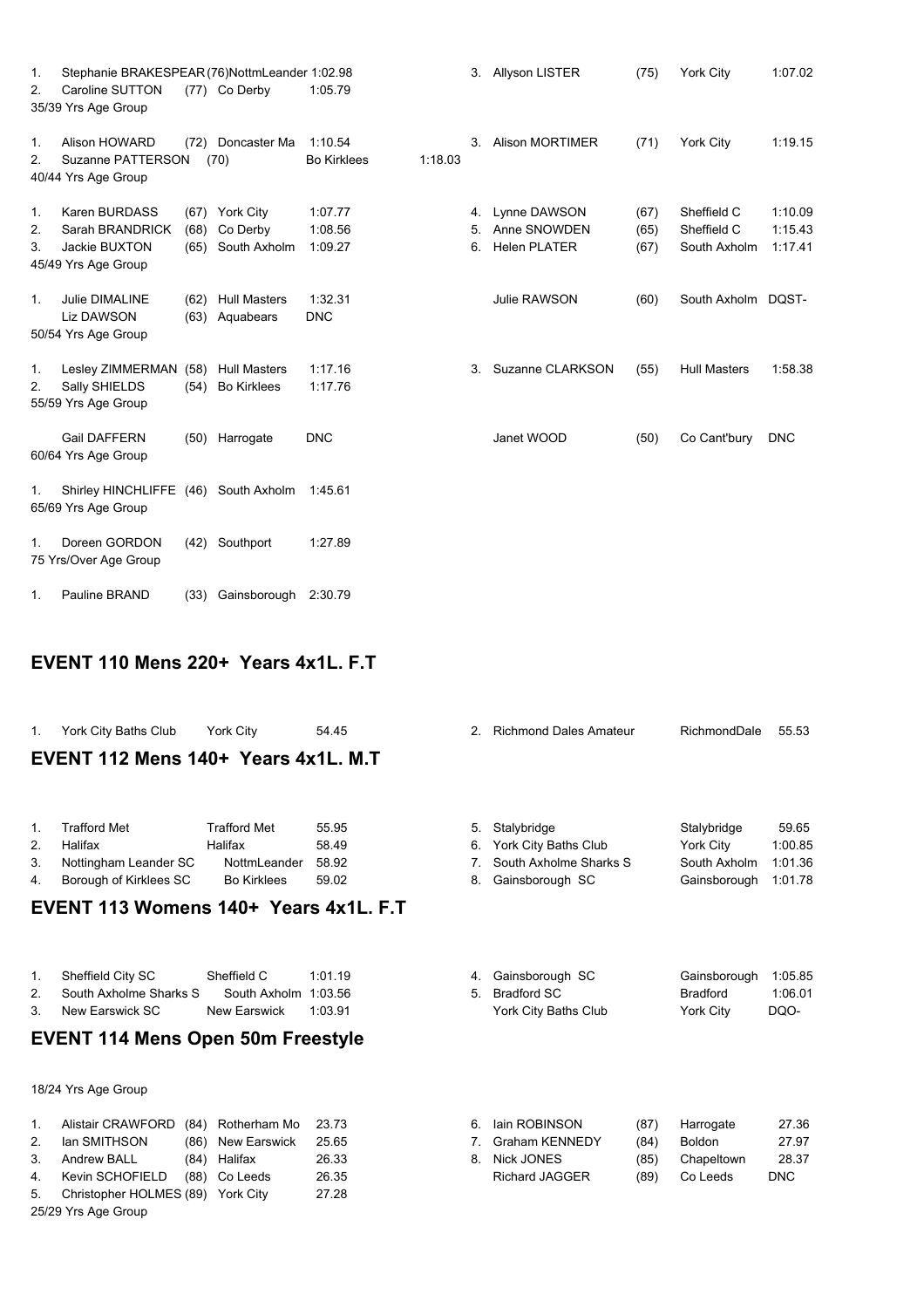1. Stephanie BRAKESPEAR (76) NottmLeander 1:02.98
2. Caroline SUTTON (77) Co Derby 1:05.79
3. Allyson LISTER (75) York City 1:07.02

35/39 Yrs Age Group

1. Alison HOWARD (72) Doncaster Ma 1:10.54
2. Suzanne PATTERSON (70) Bo Kirklees 1:18.03
3. Alison MORTIMER (71) York City 1:19.15

40/44 Yrs Age Group

1. Karen BURDASS (67) York City 1:07.77
2. Sarah BRANDRICK (68) Co Derby 1:08.56
3. Jackie BUXTON (65) South Axholm 1:09.27
4. Lynne DAWSON (67) Sheffield C 1:10.09
5. Anne SNOWDEN (65) Sheffield C 1:15.43
6. Helen PLATER (67) South Axholm 1:17.41

45/49 Yrs Age Group

1. Julie DIMALINE (62) Hull Masters 1:32.31

Liz DAWSON (63) Aquabears DNC

Julie RAWSON (60) South Axholm DQST-

50/54 Yrs Age Group

1. Lesley ZIMMERMAN (58) Hull Masters 1:17.16
2. Sally SHIELDS (54) Bo Kirklees 1:17.76
3. Suzanne CLARKSON (55) Hull Masters 1:58.38

55/59 Yrs Age Group

Gail DAFFERN (50) Harrogate DNC

Janet WOOD (50) Co Cant'bury DNC

60/64 Yrs Age Group

1. Shirley HINCHLIFFE (46) South Axholm 1:45.61

65/69 Yrs Age Group

1. Doreen GORDON (42) Southport 1:27.89

75 Yrs/Over Age Group

1. Pauline BRAND (33) Gainsborough 2:30.79

## EVENT 110 Mens 220+ Years 4x1L. F.T

1. York City Baths Club York City 54.45
2. Richmond Dales Amateur RichmondDale 55.53

## EVENT 112 Mens 140+ Years 4x1L. M.T

1. Trafford Met Trafford Met 55.95
2. Halifax Halifax 58.49
3. Nottingham Leander SC NottmLeander 58.92
4. Borough of Kirklees SC Bo Kirklees 59.02
5. Stalybridge Stalybridge 59.65
6. York City Baths Club York City 1:00.85
7. South Axholme Sharks S South Axholm 1:01.36
8. Gainsborough SC Gainsborough 1:01.78

## EVENT 113 Womens 140+ Years 4x1L. F.T

1. Sheffield City SC Sheffield C 1:01.19
2. South Axholme Sharks S South Axholm 1:03.56
3. New Earswick SC New Earswick 1:03.91
4. Gainsborough SC Gainsborough 1:05.85
5. Bradford SC Bradford 1:06.01

York City Baths Club York City DQO-

## EVENT 114 Mens Open 50m Freestyle

18/24 Yrs Age Group

1. Alistair CRAWFORD (84) Rotherham Mo 23.73
2. Ian SMITHSON (86) New Earswick 25.65
3. Andrew BALL (84) Halifax 26.33
4. Kevin SCHOFIELD (88) Co Leeds 26.35
5. Christopher HOLMES (89) York City 27.28
6. Iain ROBINSON (87) Harrogate 27.36
7. Graham KENNEDY (84) Boldon 27.97
8. Nick JONES (85) Chapeltown 28.37

Richard JAGGER (89) Co Leeds DNC

25/29 Yrs Age Group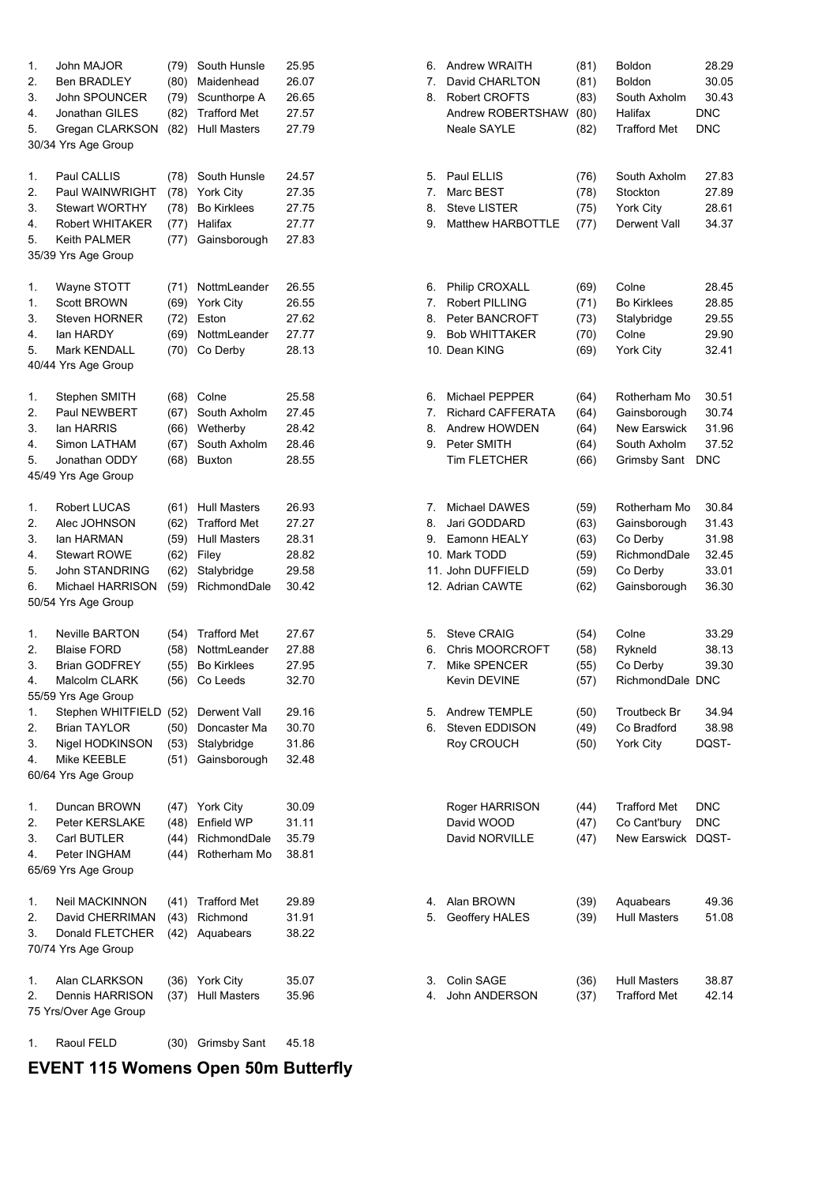| | | | | |
|---|---|---|---|---|
| 1. | John MAJOR | (79) | South Hunsle | 25.95 |
| 2. | Ben BRADLEY | (80) | Maidenhead | 26.07 |
| 3. | John SPOUNCER | (79) | Scunthorpe A | 26.65 |
| 4. | Jonathan GILES | (82) | Trafford Met | 27.57 |
| 5. | Gregan CLARKSON | (82) | Hull Masters | 27.79 |
| 6. | Andrew WRAITH | (81) | Boldon | 28.29 |
| 7. | David CHARLTON | (81) | Boldon | 30.05 |
| 8. | Robert CROFTS | (83) | South Axholm | 30.43 |
| | Andrew ROBERTSHAW | (80) | Halifax | DNC |
| | Neale SAYLE | (82) | Trafford Met | DNC |

30/34 Yrs Age Group

| | | | | |
|---|---|---|---|---|
| 1. | Paul CALLIS | (78) | South Hunsle | 24.57 |
| 2. | Paul WAINWRIGHT | (78) | York City | 27.35 |
| 3. | Stewart WORTHY | (78) | Bo Kirklees | 27.75 |
| 4. | Robert WHITAKER | (77) | Halifax | 27.77 |
| 5. | Keith PALMER | (77) | Gainsborough | 27.83 |
| 5. | Paul ELLIS | (76) | South Axholm | 27.83 |
| 7. | Marc BEST | (78) | Stockton | 27.89 |
| 8. | Steve LISTER | (75) | York City | 28.61 |
| 9. | Matthew HARBOTTLE | (77) | Derwent Vall | 34.37 |

35/39 Yrs Age Group

| | | | | |
|---|---|---|---|---|
| 1. | Wayne STOTT | (71) | NottmLeander | 26.55 |
| 1. | Scott BROWN | (69) | York City | 26.55 |
| 3. | Steven HORNER | (72) | Eston | 27.62 |
| 4. | Ian HARDY | (69) | NottmLeander | 27.77 |
| 5. | Mark KENDALL | (70) | Co Derby | 28.13 |
| 6. | Philip CROXALL | (69) | Colne | 28.45 |
| 7. | Robert PILLING | (71) | Bo Kirklees | 28.85 |
| 8. | Peter BANCROFT | (73) | Stalybridge | 29.55 |
| 9. | Bob WHITTAKER | (70) | Colne | 29.90 |
| 10. | Dean KING | (69) | York City | 32.41 |

40/44 Yrs Age Group

| | | | | |
|---|---|---|---|---|
| 1. | Stephen SMITH | (68) | Colne | 25.58 |
| 2. | Paul NEWBERT | (67) | South Axholm | 27.45 |
| 3. | Ian HARRIS | (66) | Wetherby | 28.42 |
| 4. | Simon LATHAM | (67) | South Axholm | 28.46 |
| 5. | Jonathan ODDY | (68) | Buxton | 28.55 |
| 6. | Michael PEPPER | (64) | Rotherham Mo | 30.51 |
| 7. | Richard CAFFERATA | (64) | Gainsborough | 30.74 |
| 8. | Andrew HOWDEN | (64) | New Earswick | 31.96 |
| 9. | Peter SMITH | (64) | South Axholm | 37.52 |
| | Tim FLETCHER | (66) | Grimsby Sant | DNC |

45/49 Yrs Age Group

| | | | | |
|---|---|---|---|---|
| 1. | Robert LUCAS | (61) | Hull Masters | 26.93 |
| 2. | Alec JOHNSON | (62) | Trafford Met | 27.27 |
| 3. | Ian HARMAN | (59) | Hull Masters | 28.31 |
| 4. | Stewart ROWE | (62) | Filey | 28.82 |
| 5. | John STANDRING | (62) | Stalybridge | 29.58 |
| 6. | Michael HARRISON | (59) | RichmondDale | 30.42 |
| 7. | Michael DAWES | (59) | Rotherham Mo | 30.84 |
| 8. | Jari GODDARD | (63) | Gainsborough | 31.43 |
| 9. | Eamonn HEALY | (63) | Co Derby | 31.98 |
| 10. | Mark TODD | (59) | RichmondDale | 32.45 |
| 11. | John DUFFIELD | (59) | Co Derby | 33.01 |
| 12. | Adrian CAWTE | (62) | Gainsborough | 36.30 |

50/54 Yrs Age Group

| | | | | |
|---|---|---|---|---|
| 1. | Neville BARTON | (54) | Trafford Met | 27.67 |
| 2. | Blaise FORD | (58) | NottmLeander | 27.88 |
| 3. | Brian GODFREY | (55) | Bo Kirklees | 27.95 |
| 4. | Malcolm CLARK | (56) | Co Leeds | 32.70 |
| 5. | Steve CRAIG | (54) | Colne | 33.29 |
| 6. | Chris MOORCROFT | (58) | Rykneld | 38.13 |
| 7. | Mike SPENCER | (55) | Co Derby | 39.30 |
| | Kevin DEVINE | (57) | RichmondDale | DNC |

55/59 Yrs Age Group

| | | | | |
|---|---|---|---|---|
| 1. | Stephen WHITFIELD | (52) | Derwent Vall | 29.16 |
| 2. | Brian TAYLOR | (50) | Doncaster Ma | 30.70 |
| 3. | Nigel HODKINSON | (53) | Stalybridge | 31.86 |
| 4. | Mike KEEBLE | (51) | Gainsborough | 32.48 |
| 5. | Andrew TEMPLE | (50) | Troutbeck Br | 34.94 |
| 6. | Steven EDDISON | (49) | Co Bradford | 38.98 |
| | Roy CROUCH | (50) | York City | DQST- |

60/64 Yrs Age Group

| | | | | |
|---|---|---|---|---|
| 1. | Duncan BROWN | (47) | York City | 30.09 |
| 2. | Peter KERSLAKE | (48) | Enfield WP | 31.11 |
| 3. | Carl BUTLER | (44) | RichmondDale | 35.79 |
| 4. | Peter INGHAM | (44) | Rotherham Mo | 38.81 |
| | Roger HARRISON | (44) | Trafford Met | DNC |
| | David WOOD | (47) | Co Cant'bury | DNC |
| | David NORVILLE | (47) | New Earswick | DQST- |

65/69 Yrs Age Group

| | | | | |
|---|---|---|---|---|
| 1. | Neil MACKINNON | (41) | Trafford Met | 29.89 |
| 2. | David CHERRIMAN | (43) | Richmond | 31.91 |
| 3. | Donald FLETCHER | (42) | Aquabears | 38.22 |
| 4. | Alan BROWN | (39) | Aquabears | 49.36 |
| 5. | Geoffery HALES | (39) | Hull Masters | 51.08 |

70/74 Yrs Age Group

| | | | | |
|---|---|---|---|---|
| 1. | Alan CLARKSON | (36) | York City | 35.07 |
| 2. | Dennis HARRISON | (37) | Hull Masters | 35.96 |
| 3. | Colin SAGE | (36) | Hull Masters | 38.87 |
| 4. | John ANDERSON | (37) | Trafford Met | 42.14 |

75 Yrs/Over Age Group

| | | | | |
|---|---|---|---|---|
| 1. | Raoul FELD | (30) | Grimsby Sant | 45.18 |

## EVENT 115 Womens Open 50m Butterfly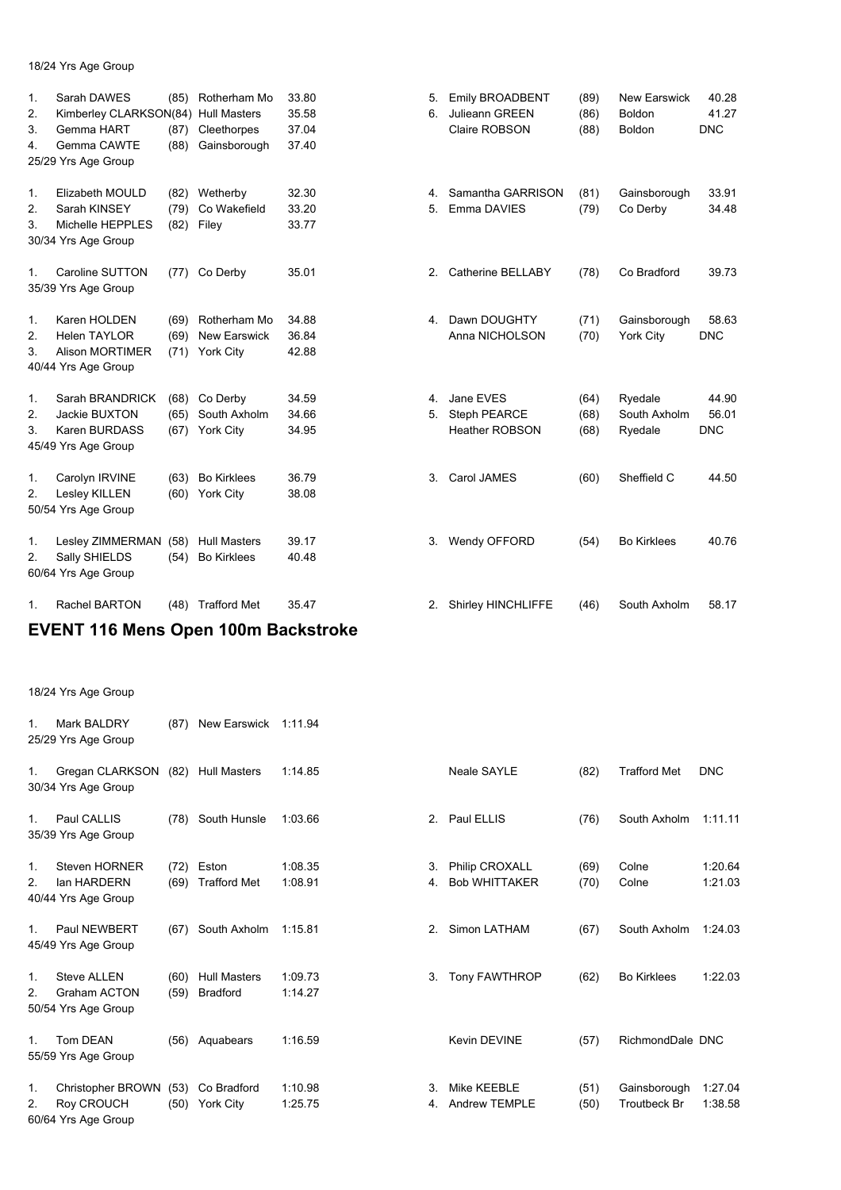18/24 Yrs Age Group

| Pos | Name | YOB | Club | Time |
|---|---|---|---|---|
| 1. | Sarah DAWES | (85) | Rotherham Mo | 33.80 |
| 2. | Kimberley CLARKSON | (84) | Hull Masters | 35.58 |
| 3. | Gemma HART | (87) | Cleethorpes | 37.04 |
| 4. | Gemma CAWTE | (88) | Gainsborough | 37.40 |
| 5. | Emily BROADBENT | (89) | New Earswick | 40.28 |
| 6. | Julieann GREEN | (86) | Boldon | 41.27 |
| | Claire ROBSON | (88) | Boldon | DNC |

25/29 Yrs Age Group

| Pos | Name | YOB | Club | Time |
|---|---|---|---|---|
| 1. | Elizabeth MOULD | (82) | Wetherby | 32.30 |
| 2. | Sarah KINSEY | (79) | Co Wakefield | 33.20 |
| 3. | Michelle HEPPLES | (82) | Filey | 33.77 |
| 4. | Samantha GARRISON | (81) | Gainsborough | 33.91 |
| 5. | Emma DAVIES | (79) | Co Derby | 34.48 |

30/34 Yrs Age Group

| Pos | Name | YOB | Club | Time |
|---|---|---|---|---|
| 1. | Caroline SUTTON | (77) | Co Derby | 35.01 |
| 2. | Catherine BELLABY | (78) | Co Bradford | 39.73 |

35/39 Yrs Age Group

| Pos | Name | YOB | Club | Time |
|---|---|---|---|---|
| 1. | Karen HOLDEN | (69) | Rotherham Mo | 34.88 |
| 2. | Helen TAYLOR | (69) | New Earswick | 36.84 |
| 3. | Alison MORTIMER | (71) | York City | 42.88 |
| 4. | Dawn DOUGHTY | (71) | Gainsborough | 58.63 |
| | Anna NICHOLSON | (70) | York City | DNC |

40/44 Yrs Age Group

| Pos | Name | YOB | Club | Time |
|---|---|---|---|---|
| 1. | Sarah BRANDRICK | (68) | Co Derby | 34.59 |
| 2. | Jackie BUXTON | (65) | South Axholm | 34.66 |
| 3. | Karen BURDASS | (67) | York City | 34.95 |
| 4. | Jane EVES | (64) | Ryedale | 44.90 |
| 5. | Steph PEARCE | (68) | South Axholm | 56.01 |
| | Heather ROBSON | (68) | Ryedale | DNC |

45/49 Yrs Age Group

| Pos | Name | YOB | Club | Time |
|---|---|---|---|---|
| 1. | Carolyn IRVINE | (63) | Bo Kirklees | 36.79 |
| 2. | Lesley KILLEN | (60) | York City | 38.08 |
| 3. | Carol JAMES | (60) | Sheffield C | 44.50 |

50/54 Yrs Age Group

| Pos | Name | YOB | Club | Time |
|---|---|---|---|---|
| 1. | Lesley ZIMMERMAN | (58) | Hull Masters | 39.17 |
| 2. | Sally SHIELDS | (54) | Bo Kirklees | 40.48 |
| 3. | Wendy OFFORD | (54) | Bo Kirklees | 40.76 |

60/64 Yrs Age Group

| Pos | Name | YOB | Club | Time |
|---|---|---|---|---|
| 1. | Rachel BARTON | (48) | Trafford Met | 35.47 |
| 2. | Shirley HINCHLIFFE | (46) | South Axholm | 58.17 |

## EVENT 116 Mens Open 100m Backstroke

18/24 Yrs Age Group

| Pos | Name | YOB | Club | Time |
|---|---|---|---|---|
| 1. | Mark BALDRY | (87) | New Earswick | 1:11.94 |

25/29 Yrs Age Group

| Pos | Name | YOB | Club | Time |
|---|---|---|---|---|
| 1. | Gregan CLARKSON | (82) | Hull Masters | 1:14.85 |
| | Neale SAYLE | (82) | Trafford Met | DNC |

30/34 Yrs Age Group

| Pos | Name | YOB | Club | Time |
|---|---|---|---|---|
| 1. | Paul CALLIS | (78) | South Hunsle | 1:03.66 |
| 2. | Paul ELLIS | (76) | South Axholm | 1:11.11 |

35/39 Yrs Age Group

| Pos | Name | YOB | Club | Time |
|---|---|---|---|---|
| 1. | Steven HORNER | (72) | Eston | 1:08.35 |
| 2. | Ian HARDERN | (69) | Trafford Met | 1:08.91 |
| 3. | Philip CROXALL | (69) | Colne | 1:20.64 |
| 4. | Bob WHITTAKER | (70) | Colne | 1:21.03 |

40/44 Yrs Age Group

| Pos | Name | YOB | Club | Time |
|---|---|---|---|---|
| 1. | Paul NEWBERT | (67) | South Axholm | 1:15.81 |
| 2. | Simon LATHAM | (67) | South Axholm | 1:24.03 |

45/49 Yrs Age Group

| Pos | Name | YOB | Club | Time |
|---|---|---|---|---|
| 1. | Steve ALLEN | (60) | Hull Masters | 1:09.73 |
| 2. | Graham ACTON | (59) | Bradford | 1:14.27 |
| 3. | Tony FAWTHROP | (62) | Bo Kirklees | 1:22.03 |

50/54 Yrs Age Group

| Pos | Name | YOB | Club | Time |
|---|---|---|---|---|
| 1. | Tom DEAN | (56) | Aquabears | 1:16.59 |
| | Kevin DEVINE | (57) | RichmondDale | DNC |

55/59 Yrs Age Group

| Pos | Name | YOB | Club | Time |
|---|---|---|---|---|
| 1. | Christopher BROWN | (53) | Co Bradford | 1:10.98 |
| 2. | Roy CROUCH | (50) | York City | 1:25.75 |
| 3. | Mike KEEBLE | (51) | Gainsborough | 1:27.04 |
| 4. | Andrew TEMPLE | (50) | Troutbeck Br | 1:38.58 |

60/64 Yrs Age Group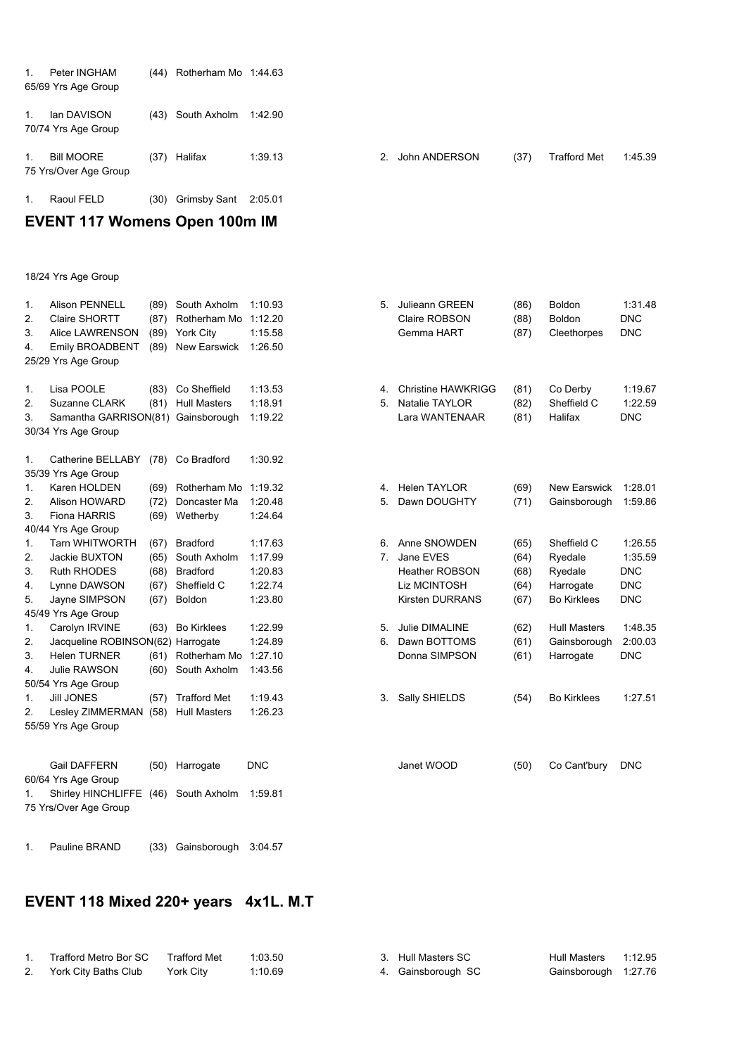1. Peter INGHAM (44) Rotherham Mo 1:44.63

65/69 Yrs Age Group

1. Ian DAVISON (43) South Axholm 1:42.90

70/74 Yrs Age Group

1. Bill MOORE (37) Halifax 1:39.13
2. John ANDERSON (37) Trafford Met 1:45.39

75 Yrs/Over Age Group

1. Raoul FELD (30) Grimsby Sant 2:05.01

## EVENT 117 Womens Open 100m IM

18/24 Yrs Age Group

| Pos | Name | YOB | Club | Time |
|---|---|---|---|---|
| 1. | Alison PENNELL | (89) | South Axholm | 1:10.93 |
| 2. | Claire SHORTT | (87) | Rotherham Mo | 1:12.20 |
| 3. | Alice LAWRENSON | (89) | York City | 1:15.58 |
| 4. | Emily BROADBENT | (89) | New Earswick | 1:26.50 |
| 5. | Julieann GREEN | (86) | Boldon | 1:31.48 |
| | Claire ROBSON | (88) | Boldon | DNC |
| | Gemma HART | (87) | Cleethorpes | DNC |

25/29 Yrs Age Group

| Pos | Name | YOB | Club | Time |
|---|---|---|---|---|
| 1. | Lisa POOLE | (83) | Co Sheffield | 1:13.53 |
| 2. | Suzanne CLARK | (81) | Hull Masters | 1:18.91 |
| 3. | Samantha GARRISON | (81) | Gainsborough | 1:19.22 |
| 4. | Christine HAWKRIGG | (81) | Co Derby | 1:19.67 |
| 5. | Natalie TAYLOR | (82) | Sheffield C | 1:22.59 |
| | Lara WANTENAAR | (81) | Halifax | DNC |

30/34 Yrs Age Group

| Pos | Name | YOB | Club | Time |
|---|---|---|---|---|
| 1. | Catherine BELLABY | (78) | Co Bradford | 1:30.92 |

35/39 Yrs Age Group

| Pos | Name | YOB | Club | Time |
|---|---|---|---|---|
| 1. | Karen HOLDEN | (69) | Rotherham Mo | 1:19.32 |
| 2. | Alison HOWARD | (72) | Doncaster Ma | 1:20.48 |
| 3. | Fiona HARRIS | (69) | Wetherby | 1:24.64 |
| 4. | Helen TAYLOR | (69) | New Earswick | 1:28.01 |
| 5. | Dawn DOUGHTY | (71) | Gainsborough | 1:59.86 |

40/44 Yrs Age Group

| Pos | Name | YOB | Club | Time |
|---|---|---|---|---|
| 1. | Tarn WHITWORTH | (67) | Bradford | 1:17.63 |
| 2. | Jackie BUXTON | (65) | South Axholm | 1:17.99 |
| 3. | Ruth RHODES | (68) | Bradford | 1:20.83 |
| 4. | Lynne DAWSON | (67) | Sheffield C | 1:22.74 |
| 5. | Jayne SIMPSON | (67) | Boldon | 1:23.80 |
| 6. | Anne SNOWDEN | (65) | Sheffield C | 1:26.55 |
| 7. | Jane EVES | (64) | Ryedale | 1:35.59 |
| | Heather ROBSON | (68) | Ryedale | DNC |
| | Liz MCINTOSH | (64) | Harrogate | DNC |
| | Kirsten DURRANS | (67) | Bo Kirklees | DNC |

45/49 Yrs Age Group

| Pos | Name | YOB | Club | Time |
|---|---|---|---|---|
| 1. | Carolyn IRVINE | (63) | Bo Kirklees | 1:22.99 |
| 2. | Jacqueline ROBINSON | (62) | Harrogate | 1:24.89 |
| 3. | Helen TURNER | (61) | Rotherham Mo | 1:27.10 |
| 4. | Julie RAWSON | (60) | South Axholm | 1:43.56 |
| 5. | Julie DIMALINE | (62) | Hull Masters | 1:48.35 |
| 6. | Dawn BOTTOMS | (61) | Gainsborough | 2:00.03 |
| | Donna SIMPSON | (61) | Harrogate | DNC |

50/54 Yrs Age Group

| Pos | Name | YOB | Club | Time |
|---|---|---|---|---|
| 1. | Jill JONES | (57) | Trafford Met | 1:19.43 |
| 2. | Lesley ZIMMERMAN | (58) | Hull Masters | 1:26.23 |
| 3. | Sally SHIELDS | (54) | Bo Kirklees | 1:27.51 |

55/59 Yrs Age Group

| Pos | Name | YOB | Club | Time |
|---|---|---|---|---|
| | Gail DAFFERN | (50) | Harrogate | DNC |
| | Janet WOOD | (50) | Co Cant'bury | DNC |

60/64 Yrs Age Group

| Pos | Name | YOB | Club | Time |
|---|---|---|---|---|
| 1. | Shirley HINCHLIFFE | (46) | South Axholm | 1:59.81 |

75 Yrs/Over Age Group

| Pos | Name | YOB | Club | Time |
|---|---|---|---|---|
| 1. | Pauline BRAND | (33) | Gainsborough | 3:04.57 |

## EVENT 118 Mixed 220+ years 4x1L. M.T

| Pos | Team | Club | Time |
|---|---|---|---|
| 1. | Trafford Metro Bor SC | Trafford Met | 1:03.50 |
| 2. | York City Baths Club | York City | 1:10.69 |
| 3. | Hull Masters SC | Hull Masters | 1:12.95 |
| 4. | Gainsborough SC | Gainsborough | 1:27.76 |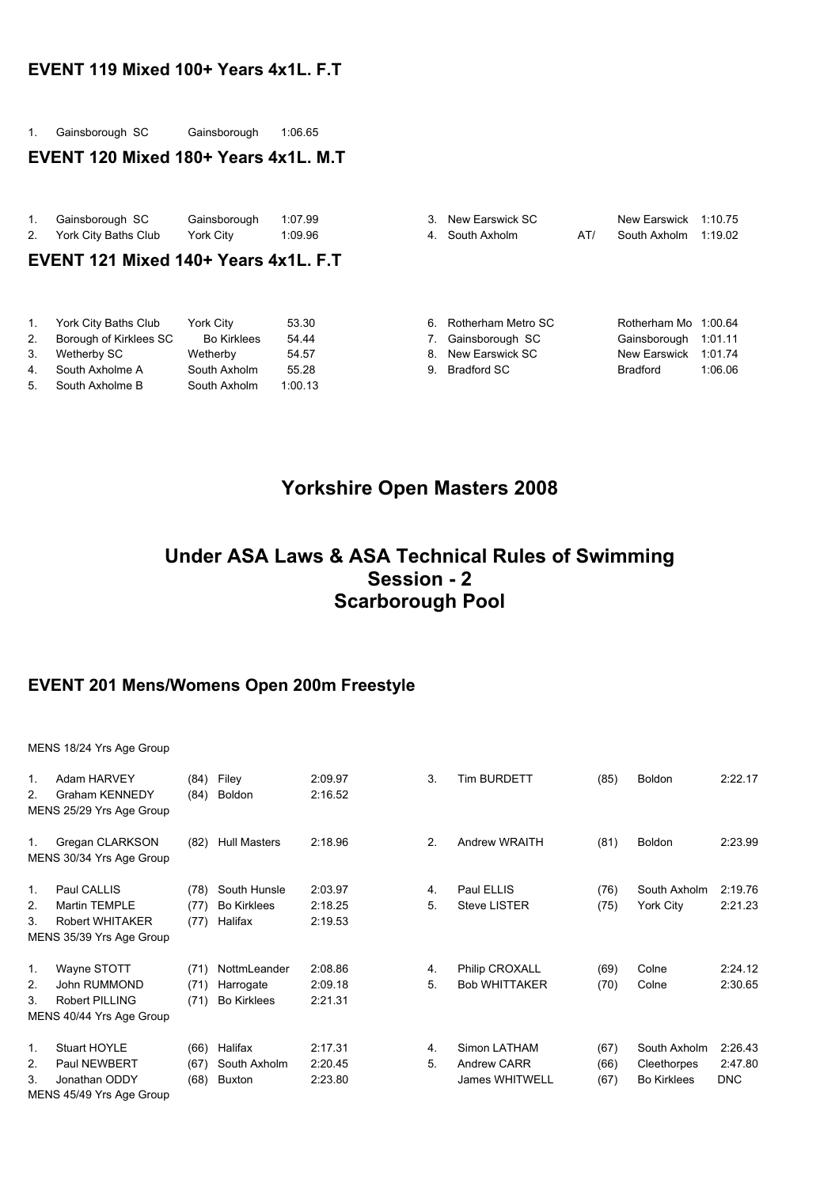### EVENT 119 Mixed 100+ Years 4x1L. F.T

| Pos | Team | Club | Time |
|---|---|---|---|
| 1. | Gainsborough SC | Gainsborough | 1:06.65 |

### EVENT 120 Mixed 180+ Years 4x1L. M.T

| Pos | Team | | Club | Time |
|---|---|---|---|---|
| 1. | Gainsborough SC | | Gainsborough | 1:07.99 |
| 2. | York City Baths Club | | York City | 1:09.96 |
| 3. | New Earswick SC | | New Earswick | 1:10.75 |
| 4. | South Axholm | AT/ | South Axholm | 1:19.02 |

### EVENT 121 Mixed 140+ Years 4x1L. F.T

| Pos | Team | Club | Time |
|---|---|---|---|
| 1. | York City Baths Club | York City | 53.30 |
| 2. | Borough of Kirklees SC | Bo Kirklees | 54.44 |
| 3. | Wetherby SC | Wetherby | 54.57 |
| 4. | South Axholme A | South Axholm | 55.28 |
| 5. | South Axholme B | South Axholm | 1:00.13 |
| 6. | Rotherham Metro SC | Rotherham Mo | 1:00.64 |
| 7. | Gainsborough SC | Gainsborough | 1:01.11 |
| 8. | New Earswick SC | New Earswick | 1:01.74 |
| 9. | Bradford SC | Bradford | 1:06.06 |

# Yorkshire Open Masters 2008

## Under ASA Laws & ASA Technical Rules of Swimming
## Session - 2
## Scarborough Pool

### EVENT 201 Mens/Womens Open 200m Freestyle

MENS 18/24 Yrs Age Group

| Pos | Name | YOB | Club | Time |
|---|---|---|---|---|
| 1. | Adam HARVEY | (84) | Filey | 2:09.97 |
| 2. | Graham KENNEDY | (84) | Boldon | 2:16.52 |
| 3. | Tim BURDETT | (85) | Boldon | 2:22.17 |

MENS 25/29 Yrs Age Group

| Pos | Name | YOB | Club | Time |
|---|---|---|---|---|
| 1. | Gregan CLARKSON | (82) | Hull Masters | 2:18.96 |
| 2. | Andrew WRAITH | (81) | Boldon | 2:23.99 |

MENS 30/34 Yrs Age Group

| Pos | Name | YOB | Club | Time |
|---|---|---|---|---|
| 1. | Paul CALLIS | (78) | South Hunsle | 2:03.97 |
| 2. | Martin TEMPLE | (77) | Bo Kirklees | 2:18.25 |
| 3. | Robert WHITAKER | (77) | Halifax | 2:19.53 |
| 4. | Paul ELLIS | (76) | South Axholm | 2:19.76 |
| 5. | Steve LISTER | (75) | York City | 2:21.23 |

MENS 35/39 Yrs Age Group

| Pos | Name | YOB | Club | Time |
|---|---|---|---|---|
| 1. | Wayne STOTT | (71) | NottmLeander | 2:08.86 |
| 2. | John RUMMOND | (71) | Harrogate | 2:09.18 |
| 3. | Robert PILLING | (71) | Bo Kirklees | 2:21.31 |
| 4. | Philip CROXALL | (69) | Colne | 2:24.12 |
| 5. | Bob WHITTAKER | (70) | Colne | 2:30.65 |

MENS 40/44 Yrs Age Group

| Pos | Name | YOB | Club | Time |
|---|---|---|---|---|
| 1. | Stuart HOYLE | (66) | Halifax | 2:17.31 |
| 2. | Paul NEWBERT | (67) | South Axholm | 2:20.45 |
| 3. | Jonathan ODDY | (68) | Buxton | 2:23.80 |
| 4. | Simon LATHAM | (67) | South Axholm | 2:26.43 |
| 5. | Andrew CARR | (66) | Cleethorpes | 2:47.80 |
| | James WHITWELL | (67) | Bo Kirklees | DNC |

MENS 45/49 Yrs Age Group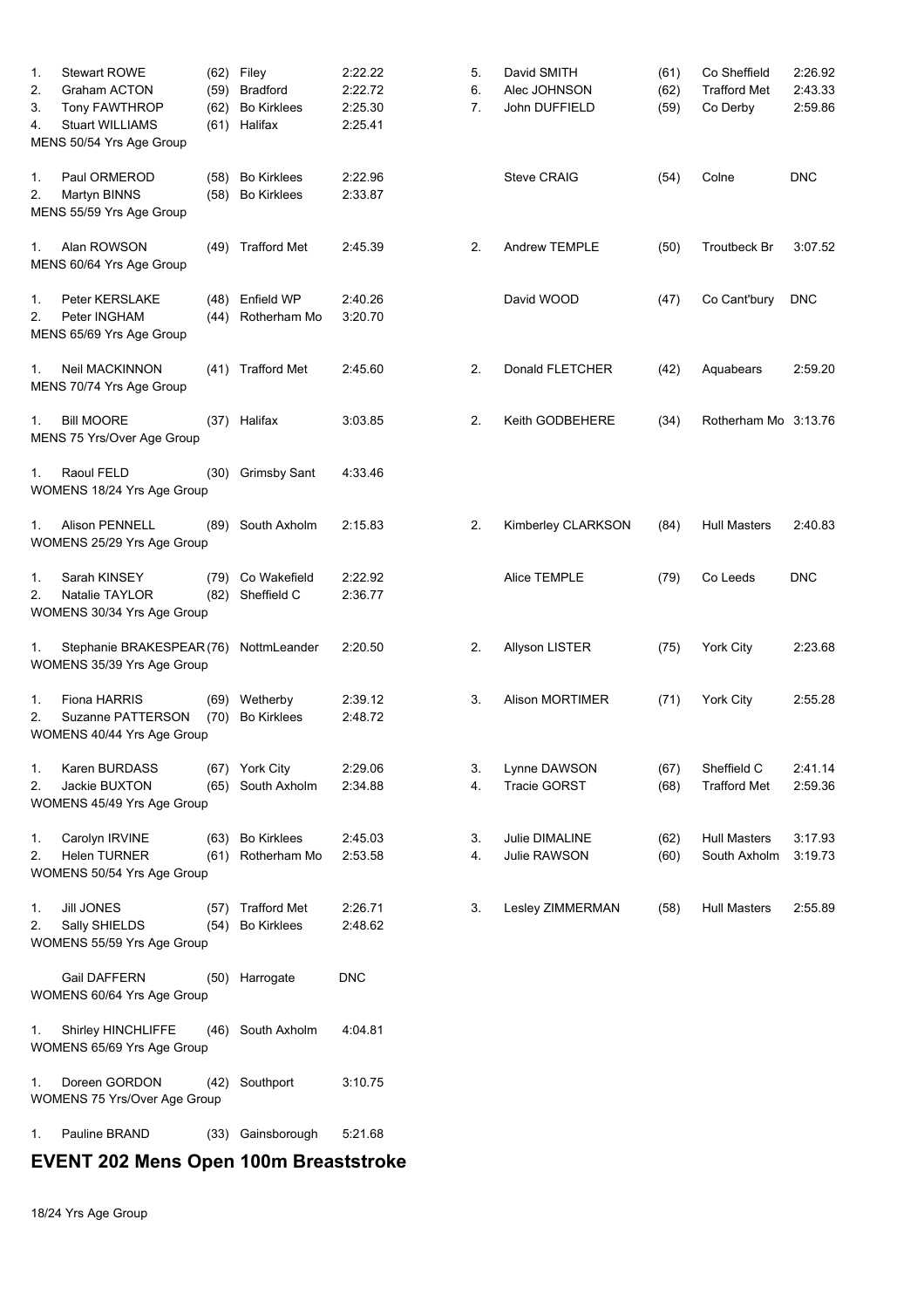| | | | | | | | | | |
|---|---|---|---|---|---|---|---|---|---|
| 1. | Stewart ROWE | (62) | Filey | 2:22.22 | 5. | David SMITH | (61) | Co Sheffield | 2:26.92 |
| 2. | Graham ACTON | (59) | Bradford | 2:22.72 | 6. | Alec JOHNSON | (62) | Trafford Met | 2:43.33 |
| 3. | Tony FAWTHROP | (62) | Bo Kirklees | 2:25.30 | 7. | John DUFFIELD | (59) | Co Derby | 2:59.86 |
| 4. | Stuart WILLIAMS | (61) | Halifax | 2:25.41 | | | | | |

MENS 50/54 Yrs Age Group

| | | | | | | | | | |
|---|---|---|---|---|---|---|---|---|---|
| 1. | Paul ORMEROD | (58) | Bo Kirklees | 2:22.96 | | Steve CRAIG | (54) | Colne | DNC |
| 2. | Martyn BINNS | (58) | Bo Kirklees | 2:33.87 | | | | | |

MENS 55/59 Yrs Age Group

| | | | | | | | | | |
|---|---|---|---|---|---|---|---|---|---|
| 1. | Alan ROWSON | (49) | Trafford Met | 2:45.39 | 2. | Andrew TEMPLE | (50) | Troutbeck Br | 3:07.52 |

MENS 60/64 Yrs Age Group

| | | | | | | | | | |
|---|---|---|---|---|---|---|---|---|---|
| 1. | Peter KERSLAKE | (48) | Enfield WP | 2:40.26 | | David WOOD | (47) | Co Cant'bury | DNC |
| 2. | Peter INGHAM | (44) | Rotherham Mo | 3:20.70 | | | | | |

MENS 65/69 Yrs Age Group

| | | | | | | | | | |
|---|---|---|---|---|---|---|---|---|---|
| 1. | Neil MACKINNON | (41) | Trafford Met | 2:45.60 | 2. | Donald FLETCHER | (42) | Aquabears | 2:59.20 |

MENS 70/74 Yrs Age Group

| | | | | | | | | | |
|---|---|---|---|---|---|---|---|---|---|
| 1. | Bill MOORE | (37) | Halifax | 3:03.85 | 2. | Keith GODBEHERE | (34) | Rotherham Mo | 3:13.76 |

MENS 75 Yrs/Over Age Group

| | | | | |
|---|---|---|---|---|
| 1. | Raoul FELD | (30) | Grimsby Sant | 4:33.46 |

WOMENS 18/24 Yrs Age Group

| | | | | | | | | | |
|---|---|---|---|---|---|---|---|---|---|
| 1. | Alison PENNELL | (89) | South Axholm | 2:15.83 | 2. | Kimberley CLARKSON | (84) | Hull Masters | 2:40.83 |

WOMENS 25/29 Yrs Age Group

| | | | | | | | | | |
|---|---|---|---|---|---|---|---|---|---|
| 1. | Sarah KINSEY | (79) | Co Wakefield | 2:22.92 | | Alice TEMPLE | (79) | Co Leeds | DNC |
| 2. | Natalie TAYLOR | (82) | Sheffield C | 2:36.77 | | | | | |

WOMENS 30/34 Yrs Age Group

| | | | | | | | | | |
|---|---|---|---|---|---|---|---|---|---|
| 1. | Stephanie BRAKESPEAR | (76) | NottmLeander | 2:20.50 | 2. | Allyson LISTER | (75) | York City | 2:23.68 |

WOMENS 35/39 Yrs Age Group

| | | | | | | | | | |
|---|---|---|---|---|---|---|---|---|---|
| 1. | Fiona HARRIS | (69) | Wetherby | 2:39.12 | 3. | Alison MORTIMER | (71) | York City | 2:55.28 |
| 2. | Suzanne PATTERSON | (70) | Bo Kirklees | 2:48.72 | | | | | |

WOMENS 40/44 Yrs Age Group

| | | | | | | | | | |
|---|---|---|---|---|---|---|---|---|---|
| 1. | Karen BURDASS | (67) | York City | 2:29.06 | 3. | Lynne DAWSON | (67) | Sheffield C | 2:41.14 |
| 2. | Jackie BUXTON | (65) | South Axholm | 2:34.88 | 4. | Tracie GORST | (68) | Trafford Met | 2:59.36 |

WOMENS 45/49 Yrs Age Group

| | | | | | | | | | |
|---|---|---|---|---|---|---|---|---|---|
| 1. | Carolyn IRVINE | (63) | Bo Kirklees | 2:45.03 | 3. | Julie DIMALINE | (62) | Hull Masters | 3:17.93 |
| 2. | Helen TURNER | (61) | Rotherham Mo | 2:53.58 | 4. | Julie RAWSON | (60) | South Axholm | 3:19.73 |

WOMENS 50/54 Yrs Age Group

| | | | | | | | | | |
|---|---|---|---|---|---|---|---|---|---|
| 1. | Jill JONES | (57) | Trafford Met | 2:26.71 | 3. | Lesley ZIMMERMAN | (58) | Hull Masters | 2:55.89 |
| 2. | Sally SHIELDS | (54) | Bo Kirklees | 2:48.62 | | | | | |

WOMENS 55/59 Yrs Age Group

| | | | | |
|---|---|---|---|---|
| | Gail DAFFERN | (50) | Harrogate | DNC |

WOMENS 60/64 Yrs Age Group

| | | | | |
|---|---|---|---|---|
| 1. | Shirley HINCHLIFFE | (46) | South Axholm | 4:04.81 |

WOMENS 65/69 Yrs Age Group

| | | | | |
|---|---|---|---|---|
| 1. | Doreen GORDON | (42) | Southport | 3:10.75 |

WOMENS 75 Yrs/Over Age Group

| | | | | |
|---|---|---|---|---|
| 1. | Pauline BRAND | (33) | Gainsborough | 5:21.68 |

## EVENT 202 Mens Open 100m Breaststroke

18/24 Yrs Age Group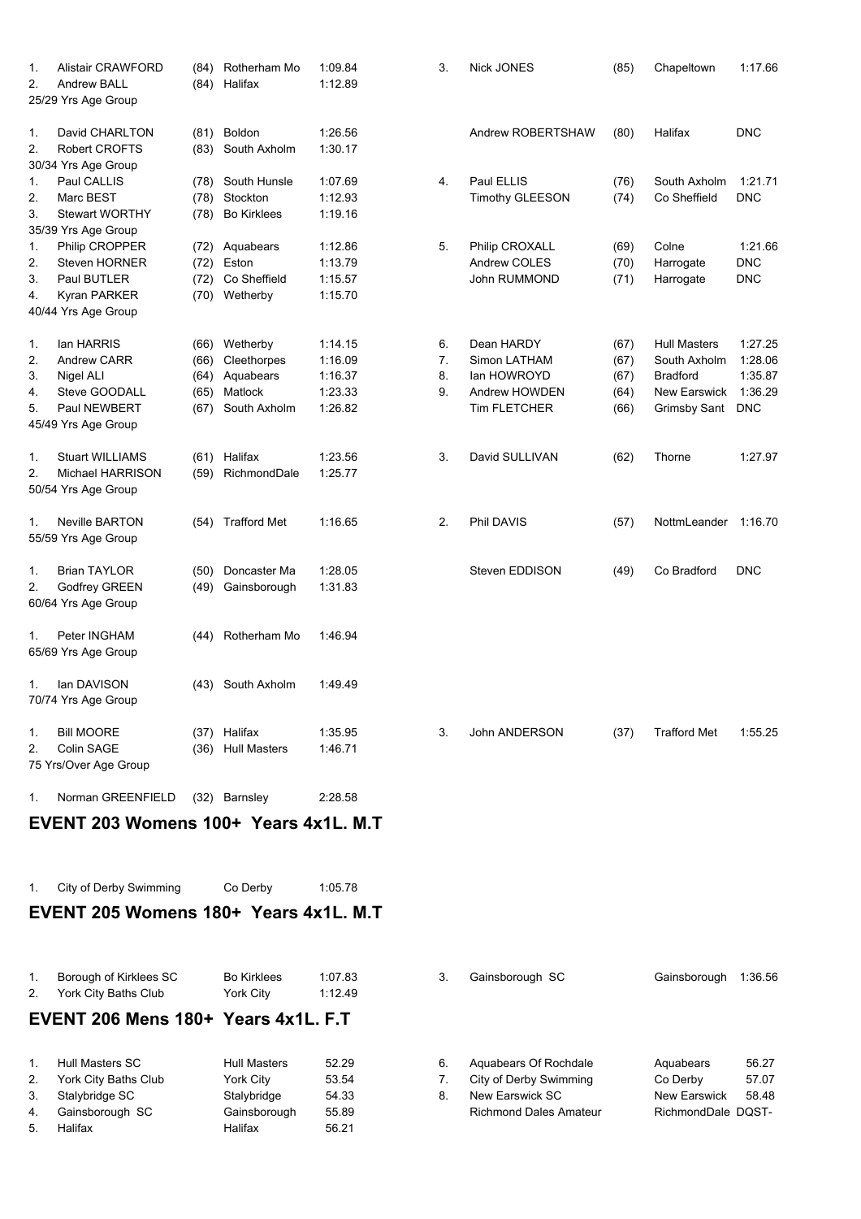| Place | Name | Age | Club | Time |
|---|---|---|---|---|
| 1. | Alistair CRAWFORD | (84) | Rotherham Mo | 1:09.84 |
| 2. | Andrew BALL | (84) | Halifax | 1:12.89 |
| 3. | Nick JONES | (85) | Chapeltown | 1:17.66 |

25/29 Yrs Age Group

| Place | Name | Age | Club | Time |
|---|---|---|---|---|
| 1. | David CHARLTON | (81) | Boldon | 1:26.56 |
| 2. | Robert CROFTS | (83) | South Axholm | 1:30.17 |
| | Andrew ROBERTSHAW | (80) | Halifax | DNC |

30/34 Yrs Age Group

| Place | Name | Age | Club | Time |
|---|---|---|---|---|
| 1. | Paul CALLIS | (78) | South Hunsle | 1:07.69 |
| 2. | Marc BEST | (78) | Stockton | 1:12.93 |
| 3. | Stewart WORTHY | (78) | Bo Kirklees | 1:19.16 |
| 4. | Paul ELLIS | (76) | South Axholm | 1:21.71 |
| | Timothy GLEESON | (74) | Co Sheffield | DNC |

35/39 Yrs Age Group

| Place | Name | Age | Club | Time |
|---|---|---|---|---|
| 1. | Philip CROPPER | (72) | Aquabears | 1:12.86 |
| 2. | Steven HORNER | (72) | Eston | 1:13.79 |
| 3. | Paul BUTLER | (72) | Co Sheffield | 1:15.57 |
| 4. | Kyran PARKER | (70) | Wetherby | 1:15.70 |
| 5. | Philip CROXALL | (69) | Colne | 1:21.66 |
| | Andrew COLES | (70) | Harrogate | DNC |
| | John RUMMOND | (71) | Harrogate | DNC |

40/44 Yrs Age Group

| Place | Name | Age | Club | Time |
|---|---|---|---|---|
| 1. | Ian HARRIS | (66) | Wetherby | 1:14.15 |
| 2. | Andrew CARR | (66) | Cleethorpes | 1:16.09 |
| 3. | Nigel ALI | (64) | Aquabears | 1:16.37 |
| 4. | Steve GOODALL | (65) | Matlock | 1:23.33 |
| 5. | Paul NEWBERT | (67) | South Axholm | 1:26.82 |
| 6. | Dean HARDY | (67) | Hull Masters | 1:27.25 |
| 7. | Simon LATHAM | (67) | South Axholm | 1:28.06 |
| 8. | Ian HOWROYD | (67) | Bradford | 1:35.87 |
| 9. | Andrew HOWDEN | (64) | New Earswick | 1:36.29 |
| | Tim FLETCHER | (66) | Grimsby Sant | DNC |

45/49 Yrs Age Group

| Place | Name | Age | Club | Time |
|---|---|---|---|---|
| 1. | Stuart WILLIAMS | (61) | Halifax | 1:23.56 |
| 2. | Michael HARRISON | (59) | RichmondDale | 1:25.77 |
| 3. | David SULLIVAN | (62) | Thorne | 1:27.97 |

50/54 Yrs Age Group

| Place | Name | Age | Club | Time |
|---|---|---|---|---|
| 1. | Neville BARTON | (54) | Trafford Met | 1:16.65 |
| 2. | Phil DAVIS | (57) | NottmLeander | 1:16.70 |

55/59 Yrs Age Group

| Place | Name | Age | Club | Time |
|---|---|---|---|---|
| 1. | Brian TAYLOR | (50) | Doncaster Ma | 1:28.05 |
| 2. | Godfrey GREEN | (49) | Gainsborough | 1:31.83 |
| | Steven EDDISON | (49) | Co Bradford | DNC |

60/64 Yrs Age Group

| Place | Name | Age | Club | Time |
|---|---|---|---|---|
| 1. | Peter INGHAM | (44) | Rotherham Mo | 1:46.94 |

65/69 Yrs Age Group

| Place | Name | Age | Club | Time |
|---|---|---|---|---|
| 1. | Ian DAVISON | (43) | South Axholm | 1:49.49 |

70/74 Yrs Age Group

| Place | Name | Age | Club | Time |
|---|---|---|---|---|
| 1. | Bill MOORE | (37) | Halifax | 1:35.95 |
| 2. | Colin SAGE | (36) | Hull Masters | 1:46.71 |
| 3. | John ANDERSON | (37) | Trafford Met | 1:55.25 |

75 Yrs/Over Age Group

| Place | Name | Age | Club | Time |
|---|---|---|---|---|
| 1. | Norman GREENFIELD | (32) | Barnsley | 2:28.58 |

## EVENT 203 Womens 100+ Years 4x1L. M.T

| Place | Team | Club | Time |
|---|---|---|---|
| 1. | City of Derby Swimming | Co Derby | 1:05.78 |

## EVENT 205 Womens 180+ Years 4x1L. M.T

| Place | Team | Club | Time |
|---|---|---|---|
| 1. | Borough of Kirklees SC | Bo Kirklees | 1:07.83 |
| 2. | York City Baths Club | York City | 1:12.49 |
| 3. | Gainsborough SC | Gainsborough | 1:36.56 |

## EVENT 206 Mens 180+ Years 4x1L. F.T

| Place | Team | Club | Time |
|---|---|---|---|
| 1. | Hull Masters SC | Hull Masters | 52.29 |
| 2. | York City Baths Club | York City | 53.54 |
| 3. | Stalybridge SC | Stalybridge | 54.33 |
| 4. | Gainsborough SC | Gainsborough | 55.89 |
| 5. | Halifax | Halifax | 56.21 |
| 6. | Aquabears Of Rochdale | Aquabears | 56.27 |
| 7. | City of Derby Swimming | Co Derby | 57.07 |
| 8. | New Earswick SC | New Earswick | 58.48 |
| | Richmond Dales Amateur | RichmondDale | DQST- |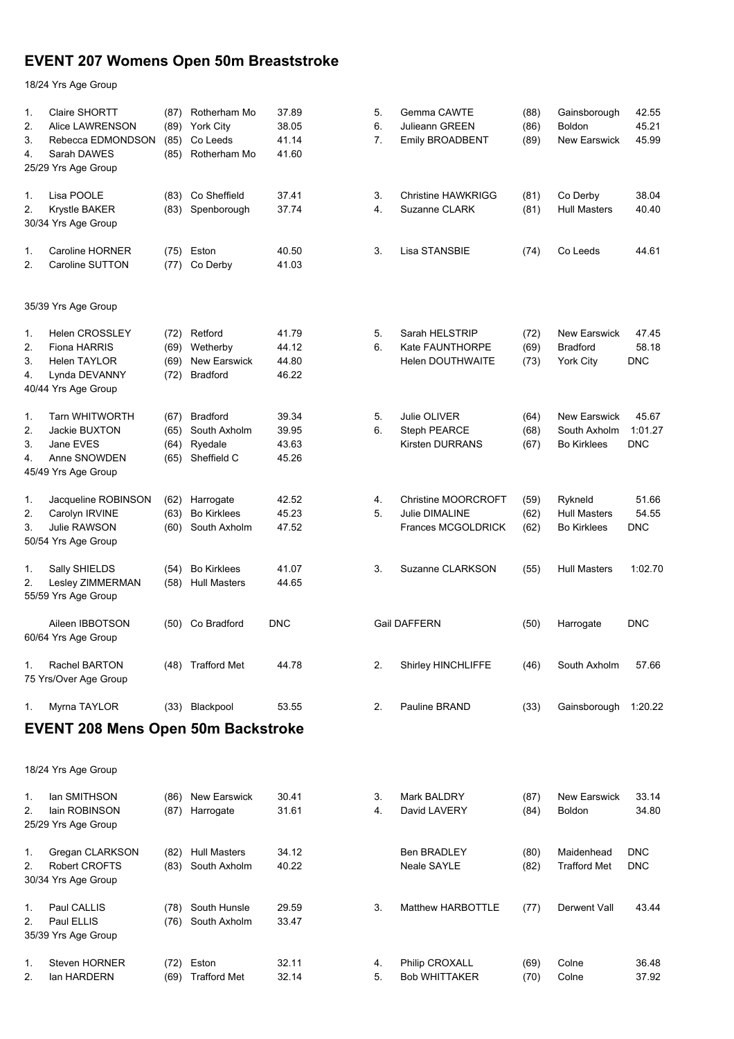## EVENT 207 Womens Open 50m Breaststroke

18/24 Yrs Age Group

| Pos | Name | YOB | Club | Time |
|---|---|---|---|---|
| 1. | Claire SHORTT | (87) | Rotherham Mo | 37.89 |
| 2. | Alice LAWRENSON | (89) | York City | 38.05 |
| 3. | Rebecca EDMONDSON | (85) | Co Leeds | 41.14 |
| 4. | Sarah DAWES | (85) | Rotherham Mo | 41.60 |
| 5. | Gemma CAWTE | (88) | Gainsborough | 42.55 |
| 6. | Julieann GREEN | (86) | Boldon | 45.21 |
| 7. | Emily BROADBENT | (89) | New Earswick | 45.99 |

25/29 Yrs Age Group

| Pos | Name | YOB | Club | Time |
|---|---|---|---|---|
| 1. | Lisa POOLE | (83) | Co Sheffield | 37.41 |
| 2. | Krystle BAKER | (83) | Spenborough | 37.74 |
| 3. | Christine HAWKRIGG | (81) | Co Derby | 38.04 |
| 4. | Suzanne CLARK | (81) | Hull Masters | 40.40 |

30/34 Yrs Age Group

| Pos | Name | YOB | Club | Time |
|---|---|---|---|---|
| 1. | Caroline HORNER | (75) | Eston | 40.50 |
| 2. | Caroline SUTTON | (77) | Co Derby | 41.03 |
| 3. | Lisa STANSBIE | (74) | Co Leeds | 44.61 |

35/39 Yrs Age Group

| Pos | Name | YOB | Club | Time |
|---|---|---|---|---|
| 1. | Helen CROSSLEY | (72) | Retford | 41.79 |
| 2. | Fiona HARRIS | (69) | Wetherby | 44.12 |
| 3. | Helen TAYLOR | (69) | New Earswick | 44.80 |
| 4. | Lynda DEVANNY | (72) | Bradford | 46.22 |
| 5. | Sarah HELSTRIP | (72) | New Earswick | 47.45 |
| 6. | Kate FAUNTHORPE | (69) | Bradford | 58.18 |
| | Helen DOUTHWAITE | (73) | York City | DNC |

40/44 Yrs Age Group

| Pos | Name | YOB | Club | Time |
|---|---|---|---|---|
| 1. | Tarn WHITWORTH | (67) | Bradford | 39.34 |
| 2. | Jackie BUXTON | (65) | South Axholm | 39.95 |
| 3. | Jane EVES | (64) | Ryedale | 43.63 |
| 4. | Anne SNOWDEN | (65) | Sheffield C | 45.26 |
| 5. | Julie OLIVER | (64) | New Earswick | 45.67 |
| 6. | Steph PEARCE | (68) | South Axholm | 1:01.27 |
| | Kirsten DURRANS | (67) | Bo Kirklees | DNC |

45/49 Yrs Age Group

| Pos | Name | YOB | Club | Time |
|---|---|---|---|---|
| 1. | Jacqueline ROBINSON | (62) | Harrogate | 42.52 |
| 2. | Carolyn IRVINE | (63) | Bo Kirklees | 45.23 |
| 3. | Julie RAWSON | (60) | South Axholm | 47.52 |
| 4. | Christine MOORCROFT | (59) | Rykneld | 51.66 |
| 5. | Julie DIMALINE | (62) | Hull Masters | 54.55 |
| | Frances MCGOLDRICK | (62) | Bo Kirklees | DNC |

50/54 Yrs Age Group

| Pos | Name | YOB | Club | Time |
|---|---|---|---|---|
| 1. | Sally SHIELDS | (54) | Bo Kirklees | 41.07 |
| 2. | Lesley ZIMMERMAN | (58) | Hull Masters | 44.65 |
| 3. | Suzanne CLARKSON | (55) | Hull Masters | 1:02.70 |

55/59 Yrs Age Group

| Pos | Name | YOB | Club | Time |
|---|---|---|---|---|
| | Aileen IBBOTSON | (50) | Co Bradford | DNC |
| | Gail DAFFERN | (50) | Harrogate | DNC |

60/64 Yrs Age Group

| Pos | Name | YOB | Club | Time |
|---|---|---|---|---|
| 1. | Rachel BARTON | (48) | Trafford Met | 44.78 |
| 2. | Shirley HINCHLIFFE | (46) | South Axholm | 57.66 |

75 Yrs/Over Age Group

| Pos | Name | YOB | Club | Time |
|---|---|---|---|---|
| 1. | Myrna TAYLOR | (33) | Blackpool | 53.55 |
| 2. | Pauline BRAND | (33) | Gainsborough | 1:20.22 |

## EVENT 208 Mens Open 50m Backstroke

18/24 Yrs Age Group

| Pos | Name | YOB | Club | Time |
|---|---|---|---|---|
| 1. | Ian SMITHSON | (86) | New Earswick | 30.41 |
| 2. | Iain ROBINSON | (87) | Harrogate | 31.61 |
| 3. | Mark BALDRY | (87) | New Earswick | 33.14 |
| 4. | David LAVERY | (84) | Boldon | 34.80 |

25/29 Yrs Age Group

| Pos | Name | YOB | Club | Time |
|---|---|---|---|---|
| 1. | Gregan CLARKSON | (82) | Hull Masters | 34.12 |
| 2. | Robert CROFTS | (83) | South Axholm | 40.22 |
| | Ben BRADLEY | (80) | Maidenhead | DNC |
| | Neale SAYLE | (82) | Trafford Met | DNC |

30/34 Yrs Age Group

| Pos | Name | YOB | Club | Time |
|---|---|---|---|---|
| 1. | Paul CALLIS | (78) | South Hunsle | 29.59 |
| 2. | Paul ELLIS | (76) | South Axholm | 33.47 |
| 3. | Matthew HARBOTTLE | (77) | Derwent Vall | 43.44 |

35/39 Yrs Age Group

| Pos | Name | YOB | Club | Time |
|---|---|---|---|---|
| 1. | Steven HORNER | (72) | Eston | 32.11 |
| 2. | Ian HARDERN | (69) | Trafford Met | 32.14 |
| 4. | Philip CROXALL | (69) | Colne | 36.48 |
| 5. | Bob WHITTAKER | (70) | Colne | 37.92 |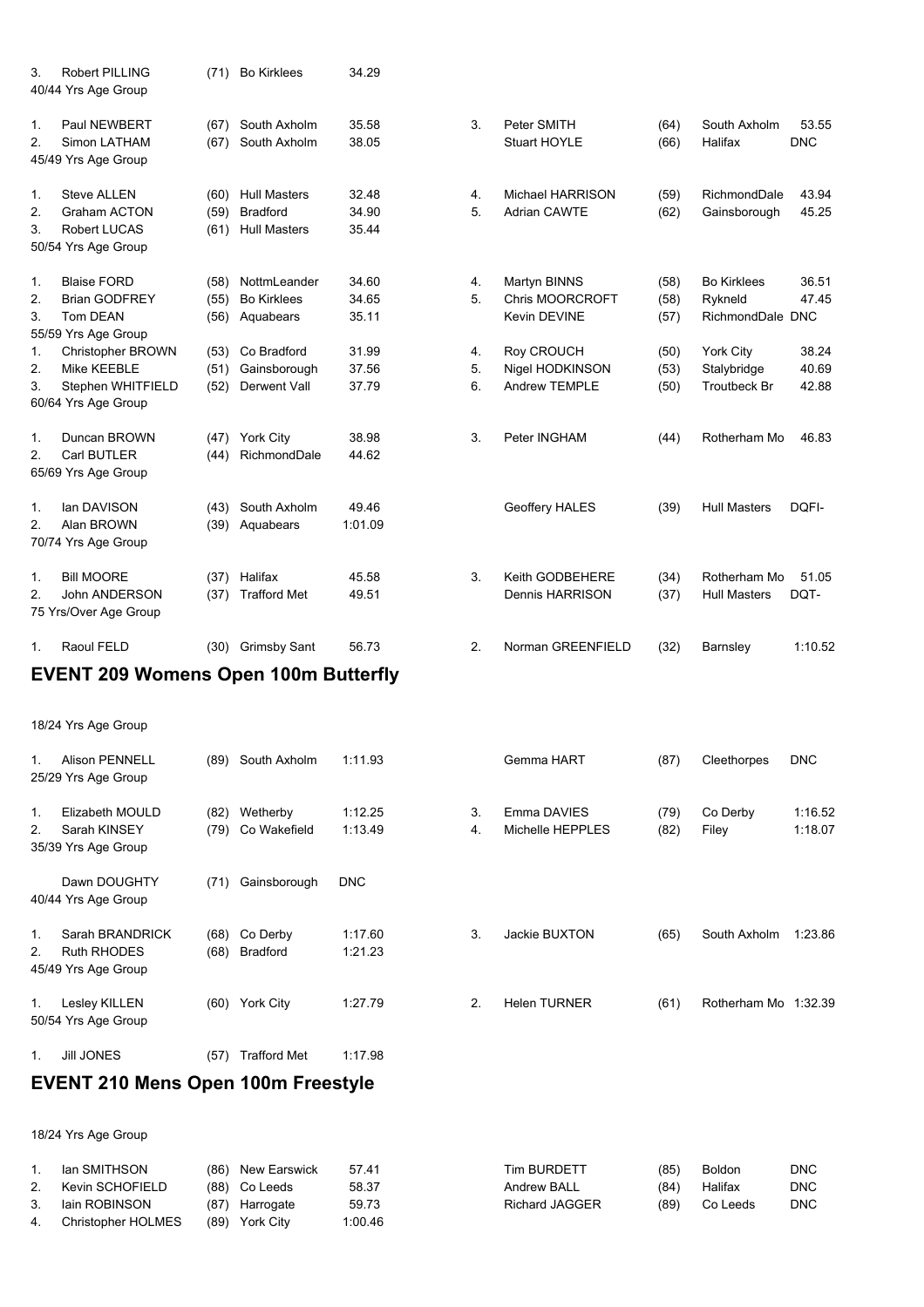| | | | | |
|---|---|---|---|---|
| 3. | Robert PILLING | (71) | Bo Kirklees | 34.29 |

40/44 Yrs Age Group

| Place | Name | Age | Club | Time |
|---|---|---|---|---|
| 1. | Paul NEWBERT | (67) | South Axholm | 35.58 |
| 2. | Simon LATHAM | (67) | South Axholm | 38.05 |
| 3. | Peter SMITH | (64) | South Axholm | 53.55 |
| | Stuart HOYLE | (66) | Halifax | DNC |

45/49 Yrs Age Group

| Place | Name | Age | Club | Time |
|---|---|---|---|---|
| 1. | Steve ALLEN | (60) | Hull Masters | 32.48 |
| 2. | Graham ACTON | (59) | Bradford | 34.90 |
| 3. | Robert LUCAS | (61) | Hull Masters | 35.44 |
| 4. | Michael HARRISON | (59) | RichmondDale | 43.94 |
| 5. | Adrian CAWTE | (62) | Gainsborough | 45.25 |

50/54 Yrs Age Group

| Place | Name | Age | Club | Time |
|---|---|---|---|---|
| 1. | Blaise FORD | (58) | NottmLeander | 34.60 |
| 2. | Brian GODFREY | (55) | Bo Kirklees | 34.65 |
| 3. | Tom DEAN | (56) | Aquabears | 35.11 |
| 4. | Martyn BINNS | (58) | Bo Kirklees | 36.51 |
| 5. | Chris MOORCROFT | (58) | Rykneld | 47.45 |
| | Kevin DEVINE | (57) | RichmondDale | DNC |

55/59 Yrs Age Group

| Place | Name | Age | Club | Time |
|---|---|---|---|---|
| 1. | Christopher BROWN | (53) | Co Bradford | 31.99 |
| 2. | Mike KEEBLE | (51) | Gainsborough | 37.56 |
| 3. | Stephen WHITFIELD | (52) | Derwent Vall | 37.79 |
| 4. | Roy CROUCH | (50) | York City | 38.24 |
| 5. | Nigel HODKINSON | (53) | Stalybridge | 40.69 |
| 6. | Andrew TEMPLE | (50) | Troutbeck Br | 42.88 |

60/64 Yrs Age Group

| Place | Name | Age | Club | Time |
|---|---|---|---|---|
| 1. | Duncan BROWN | (47) | York City | 38.98 |
| 2. | Carl BUTLER | (44) | RichmondDale | 44.62 |
| 3. | Peter INGHAM | (44) | Rotherham Mo | 46.83 |

65/69 Yrs Age Group

| Place | Name | Age | Club | Time |
|---|---|---|---|---|
| 1. | Ian DAVISON | (43) | South Axholm | 49.46 |
| 2. | Alan BROWN | (39) | Aquabears | 1:01.09 |
| | Geoffery HALES | (39) | Hull Masters | DQFI- |

70/74 Yrs Age Group

| Place | Name | Age | Club | Time |
|---|---|---|---|---|
| 1. | Bill MOORE | (37) | Halifax | 45.58 |
| 2. | John ANDERSON | (37) | Trafford Met | 49.51 |
| 3. | Keith GODBEHERE | (34) | Rotherham Mo | 51.05 |
| | Dennis HARRISON | (37) | Hull Masters | DQT- |

75 Yrs/Over Age Group

| Place | Name | Age | Club | Time |
|---|---|---|---|---|
| 1. | Raoul FELD | (30) | Grimsby Sant | 56.73 |
| 2. | Norman GREENFIELD | (32) | Barnsley | 1:10.52 |

## EVENT 209 Womens Open 100m Butterfly

18/24 Yrs Age Group

| Place | Name | Age | Club | Time |
|---|---|---|---|---|
| 1. | Alison PENNELL | (89) | South Axholm | 1:11.93 |
| | Gemma HART | (87) | Cleethorpes | DNC |

25/29 Yrs Age Group

| Place | Name | Age | Club | Time |
|---|---|---|---|---|
| 1. | Elizabeth MOULD | (82) | Wetherby | 1:12.25 |
| 2. | Sarah KINSEY | (79) | Co Wakefield | 1:13.49 |
| 3. | Emma DAVIES | (79) | Co Derby | 1:16.52 |
| 4. | Michelle HEPPLES | (82) | Filey | 1:18.07 |

35/39 Yrs Age Group

| Place | Name | Age | Club | Time |
|---|---|---|---|---|
| | Dawn DOUGHTY | (71) | Gainsborough | DNC |

40/44 Yrs Age Group

| Place | Name | Age | Club | Time |
|---|---|---|---|---|
| 1. | Sarah BRANDRICK | (68) | Co Derby | 1:17.60 |
| 2. | Ruth RHODES | (68) | Bradford | 1:21.23 |
| 3. | Jackie BUXTON | (65) | South Axholm | 1:23.86 |

45/49 Yrs Age Group

| Place | Name | Age | Club | Time |
|---|---|---|---|---|
| 1. | Lesley KILLEN | (60) | York City | 1:27.79 |
| 2. | Helen TURNER | (61) | Rotherham Mo | 1:32.39 |

50/54 Yrs Age Group

| Place | Name | Age | Club | Time |
|---|---|---|---|---|
| 1. | Jill JONES | (57) | Trafford Met | 1:17.98 |

## EVENT 210 Mens Open 100m Freestyle

18/24 Yrs Age Group

| Place | Name | Age | Club | Time |
|---|---|---|---|---|
| 1. | Ian SMITHSON | (86) | New Earswick | 57.41 |
| 2. | Kevin SCHOFIELD | (88) | Co Leeds | 58.37 |
| 3. | Iain ROBINSON | (87) | Harrogate | 59.73 |
| 4. | Christopher HOLMES | (89) | York City | 1:00.46 |
| | Tim BURDETT | (85) | Boldon | DNC |
| | Andrew BALL | (84) | Halifax | DNC |
| | Richard JAGGER | (89) | Co Leeds | DNC |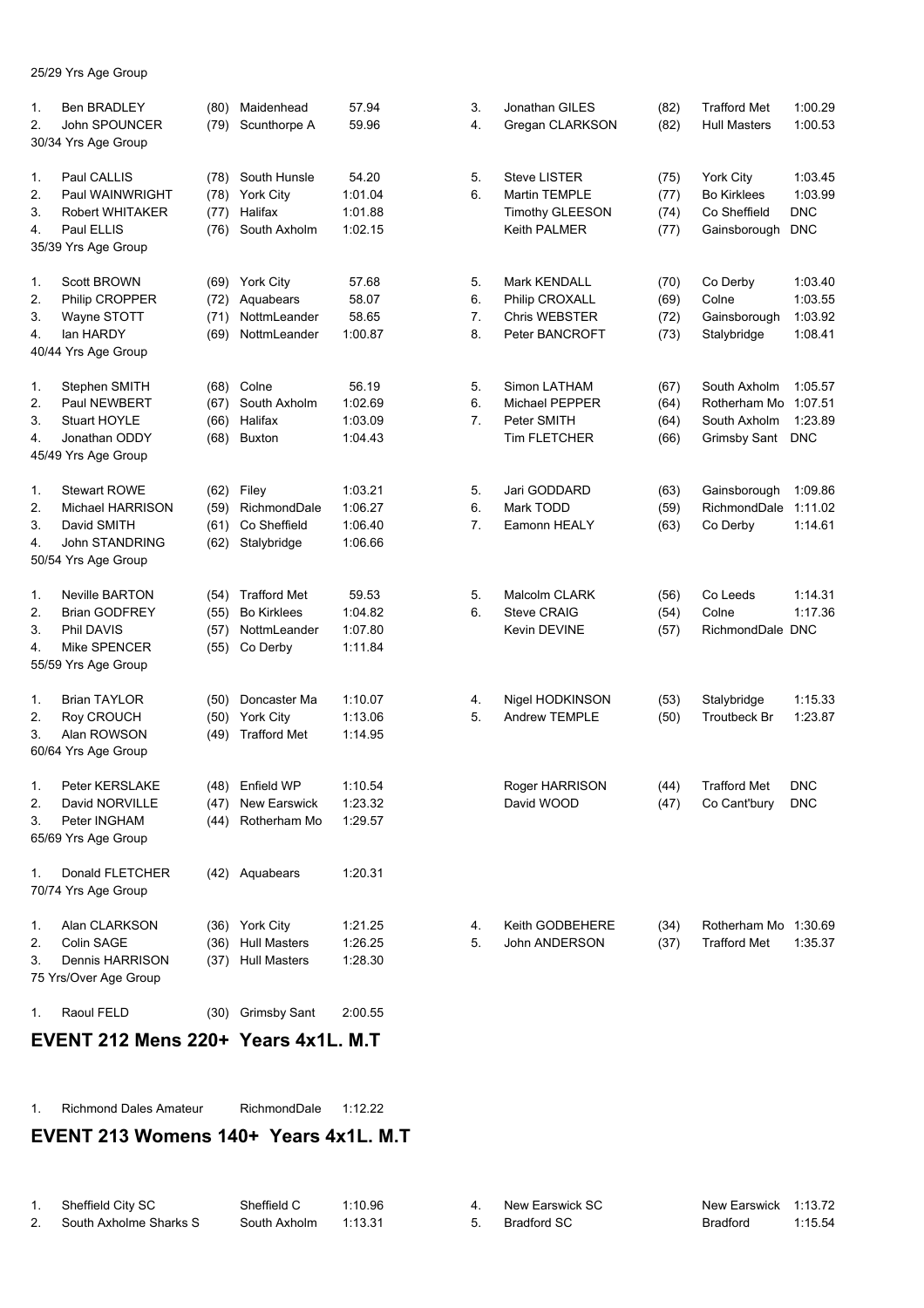25/29 Yrs Age Group

| Pos | Name | Age | Club | Time |
|---|---|---|---|---|
| 1. | Ben BRADLEY | (80) | Maidenhead | 57.94 |
| 2. | John SPOUNCER | (79) | Scunthorpe A | 59.96 |
| 3. | Jonathan GILES | (82) | Trafford Met | 1:00.29 |
| 4. | Gregan CLARKSON | (82) | Hull Masters | 1:00.53 |

30/34 Yrs Age Group

| Pos | Name | Age | Club | Time |
|---|---|---|---|---|
| 1. | Paul CALLIS | (78) | South Hunsle | 54.20 |
| 2. | Paul WAINWRIGHT | (78) | York City | 1:01.04 |
| 3. | Robert WHITAKER | (77) | Halifax | 1:01.88 |
| 4. | Paul ELLIS | (76) | South Axholm | 1:02.15 |
| 5. | Steve LISTER | (75) | York City | 1:03.45 |
| 6. | Martin TEMPLE | (77) | Bo Kirklees | 1:03.99 |
| | Timothy GLEESON | (74) | Co Sheffield | DNC |
| | Keith PALMER | (77) | Gainsborough | DNC |

35/39 Yrs Age Group

| Pos | Name | Age | Club | Time |
|---|---|---|---|---|
| 1. | Scott BROWN | (69) | York City | 57.68 |
| 2. | Philip CROPPER | (72) | Aquabears | 58.07 |
| 3. | Wayne STOTT | (71) | NottmLeander | 58.65 |
| 4. | Ian HARDY | (69) | NottmLeander | 1:00.87 |
| 5. | Mark KENDALL | (70) | Co Derby | 1:03.40 |
| 6. | Philip CROXALL | (69) | Colne | 1:03.55 |
| 7. | Chris WEBSTER | (72) | Gainsborough | 1:03.92 |
| 8. | Peter BANCROFT | (73) | Stalybridge | 1:08.41 |

40/44 Yrs Age Group

| Pos | Name | Age | Club | Time |
|---|---|---|---|---|
| 1. | Stephen SMITH | (68) | Colne | 56.19 |
| 2. | Paul NEWBERT | (67) | South Axholm | 1:02.69 |
| 3. | Stuart HOYLE | (66) | Halifax | 1:03.09 |
| 4. | Jonathan ODDY | (68) | Buxton | 1:04.43 |
| 5. | Simon LATHAM | (67) | South Axholm | 1:05.57 |
| 6. | Michael PEPPER | (64) | Rotherham Mo | 1:07.51 |
| 7. | Peter SMITH | (64) | South Axholm | 1:23.89 |
| | Tim FLETCHER | (66) | Grimsby Sant | DNC |

45/49 Yrs Age Group

| Pos | Name | Age | Club | Time |
|---|---|---|---|---|
| 1. | Stewart ROWE | (62) | Filey | 1:03.21 |
| 2. | Michael HARRISON | (59) | RichmondDale | 1:06.27 |
| 3. | David SMITH | (61) | Co Sheffield | 1:06.40 |
| 4. | John STANDRING | (62) | Stalybridge | 1:06.66 |
| 5. | Jari GODDARD | (63) | Gainsborough | 1:09.86 |
| 6. | Mark TODD | (59) | RichmondDale | 1:11.02 |
| 7. | Eamonn HEALY | (63) | Co Derby | 1:14.61 |

50/54 Yrs Age Group

| Pos | Name | Age | Club | Time |
|---|---|---|---|---|
| 1. | Neville BARTON | (54) | Trafford Met | 59.53 |
| 2. | Brian GODFREY | (55) | Bo Kirklees | 1:04.82 |
| 3. | Phil DAVIS | (57) | NottmLeander | 1:07.80 |
| 4. | Mike SPENCER | (55) | Co Derby | 1:11.84 |
| 5. | Malcolm CLARK | (56) | Co Leeds | 1:14.31 |
| 6. | Steve CRAIG | (54) | Colne | 1:17.36 |
| | Kevin DEVINE | (57) | RichmondDale | DNC |

55/59 Yrs Age Group

| Pos | Name | Age | Club | Time |
|---|---|---|---|---|
| 1. | Brian TAYLOR | (50) | Doncaster Ma | 1:10.07 |
| 2. | Roy CROUCH | (50) | York City | 1:13.06 |
| 3. | Alan ROWSON | (49) | Trafford Met | 1:14.95 |
| 4. | Nigel HODKINSON | (53) | Stalybridge | 1:15.33 |
| 5. | Andrew TEMPLE | (50) | Troutbeck Br | 1:23.87 |

60/64 Yrs Age Group

| Pos | Name | Age | Club | Time |
|---|---|---|---|---|
| 1. | Peter KERSLAKE | (48) | Enfield WP | 1:10.54 |
| 2. | David NORVILLE | (47) | New Earswick | 1:23.32 |
| 3. | Peter INGHAM | (44) | Rotherham Mo | 1:29.57 |
| | Roger HARRISON | (44) | Trafford Met | DNC |
| | David WOOD | (47) | Co Cant'bury | DNC |

65/69 Yrs Age Group

| Pos | Name | Age | Club | Time |
|---|---|---|---|---|
| 1. | Donald FLETCHER | (42) | Aquabears | 1:20.31 |

70/74 Yrs Age Group

| Pos | Name | Age | Club | Time |
|---|---|---|---|---|
| 1. | Alan CLARKSON | (36) | York City | 1:21.25 |
| 2. | Colin SAGE | (36) | Hull Masters | 1:26.25 |
| 3. | Dennis HARRISON | (37) | Hull Masters | 1:28.30 |
| 4. | Keith GODBEHERE | (34) | Rotherham Mo | 1:30.69 |
| 5. | John ANDERSON | (37) | Trafford Met | 1:35.37 |

75 Yrs/Over Age Group

| Pos | Name | Age | Club | Time |
|---|---|---|---|---|
| 1. | Raoul FELD | (30) | Grimsby Sant | 2:00.55 |

## EVENT 212 Mens 220+ Years 4x1L. M.T

| Pos | Team | Club | Time |
|---|---|---|---|
| 1. | Richmond Dales Amateur | RichmondDale | 1:12.22 |

## EVENT 213 Womens 140+ Years 4x1L. M.T

| Pos | Team | Club | Time |
|---|---|---|---|
| 1. | Sheffield City SC | Sheffield C | 1:10.96 |
| 2. | South Axholme Sharks S | South Axholm | 1:13.31 |
| 4. | New Earswick SC | New Earswick | 1:13.72 |
| 5. | Bradford SC | Bradford | 1:15.54 |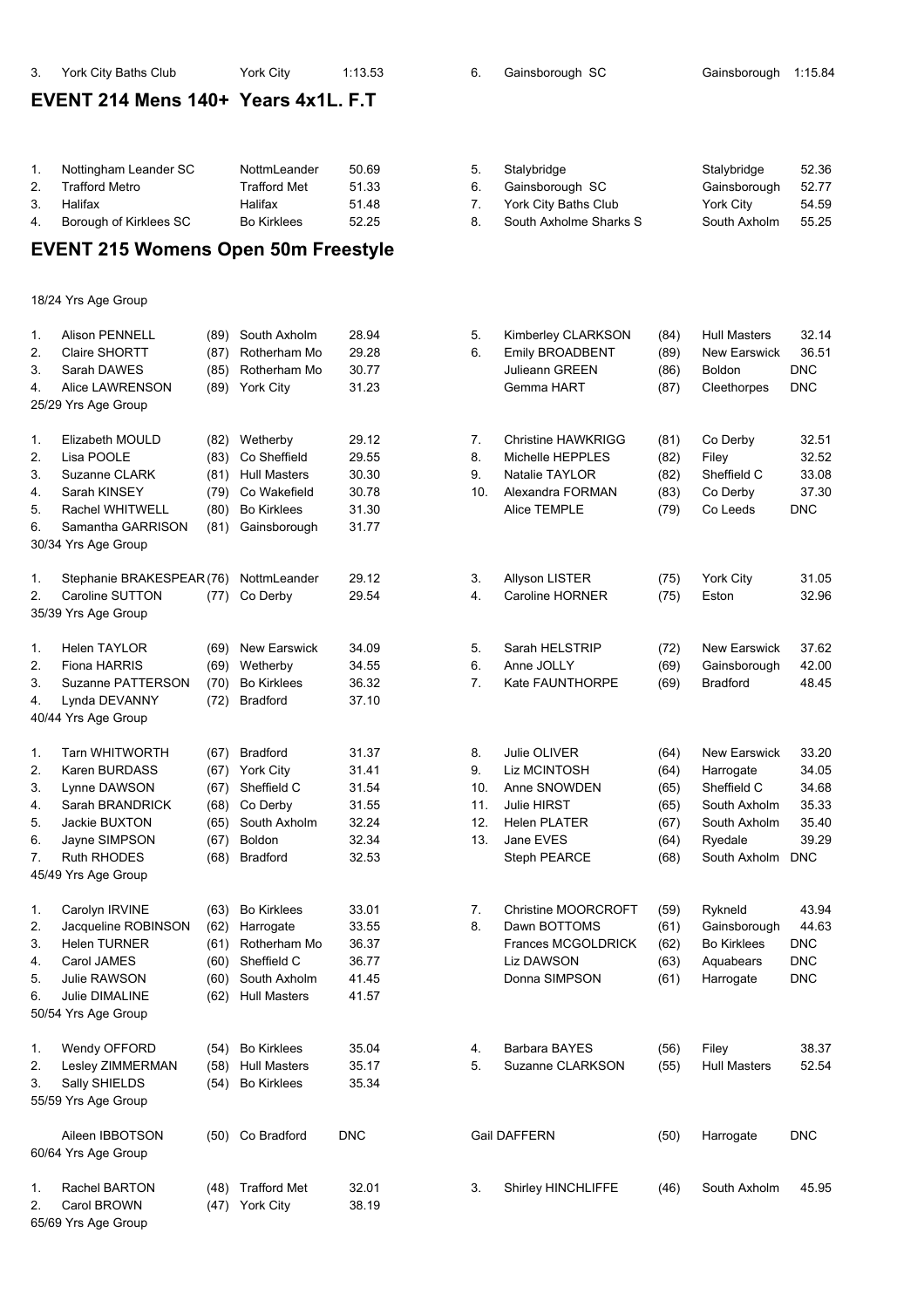| | | | |
|---|---|---|---|
| 3. | York City Baths Club | York City | 1:13.53 |
| 6. | Gainsborough SC | Gainsborough | 1:15.84 |

## EVENT 214 Mens 140+ Years 4x1L. F.T

| Place | Club | Code | Time |
|---|---|---|---|
| 1. | Nottingham Leander SC | NottmLeander | 50.69 |
| 2. | Trafford Metro | Trafford Met | 51.33 |
| 3. | Halifax | Halifax | 51.48 |
| 4. | Borough of Kirklees SC | Bo Kirklees | 52.25 |
| 5. | Stalybridge | Stalybridge | 52.36 |
| 6. | Gainsborough SC | Gainsborough | 52.77 |
| 7. | York City Baths Club | York City | 54.59 |
| 8. | South Axholme Sharks S | South Axholm | 55.25 |

## EVENT 215 Womens Open 50m Freestyle

18/24 Yrs Age Group

| Place | Name | YoB | Club | Time |
|---|---|---|---|---|
| 1. | Alison PENNELL | (89) | South Axholm | 28.94 |
| 2. | Claire SHORTT | (87) | Rotherham Mo | 29.28 |
| 3. | Sarah DAWES | (85) | Rotherham Mo | 30.77 |
| 4. | Alice LAWRENSON | (89) | York City | 31.23 |
| 5. | Kimberley CLARKSON | (84) | Hull Masters | 32.14 |
| 6. | Emily BROADBENT | (89) | New Earswick | 36.51 |
| | Julieann GREEN | (86) | Boldon | DNC |
| | Gemma HART | (87) | Cleethorpes | DNC |

25/29 Yrs Age Group

| Place | Name | YoB | Club | Time |
|---|---|---|---|---|
| 1. | Elizabeth MOULD | (82) | Wetherby | 29.12 |
| 2. | Lisa POOLE | (83) | Co Sheffield | 29.55 |
| 3. | Suzanne CLARK | (81) | Hull Masters | 30.30 |
| 4. | Sarah KINSEY | (79) | Co Wakefield | 30.78 |
| 5. | Rachel WHITWELL | (80) | Bo Kirklees | 31.30 |
| 6. | Samantha GARRISON | (81) | Gainsborough | 31.77 |
| 7. | Christine HAWKRIGG | (81) | Co Derby | 32.51 |
| 8. | Michelle HEPPLES | (82) | Filey | 32.52 |
| 9. | Natalie TAYLOR | (82) | Sheffield C | 33.08 |
| 10. | Alexandra FORMAN | (83) | Co Derby | 37.30 |
| | Alice TEMPLE | (79) | Co Leeds | DNC |

30/34 Yrs Age Group

| Place | Name | YoB | Club | Time |
|---|---|---|---|---|
| 1. | Stephanie BRAKESPEAR | (76) | NottmLeander | 29.12 |
| 2. | Caroline SUTTON | (77) | Co Derby | 29.54 |
| 3. | Allyson LISTER | (75) | York City | 31.05 |
| 4. | Caroline HORNER | (75) | Eston | 32.96 |

35/39 Yrs Age Group

| Place | Name | YoB | Club | Time |
|---|---|---|---|---|
| 1. | Helen TAYLOR | (69) | New Earswick | 34.09 |
| 2. | Fiona HARRIS | (69) | Wetherby | 34.55 |
| 3. | Suzanne PATTERSON | (70) | Bo Kirklees | 36.32 |
| 4. | Lynda DEVANNY | (72) | Bradford | 37.10 |
| 5. | Sarah HELSTRIP | (72) | New Earswick | 37.62 |
| 6. | Anne JOLLY | (69) | Gainsborough | 42.00 |
| 7. | Kate FAUNTHORPE | (69) | Bradford | 48.45 |

40/44 Yrs Age Group

| Place | Name | YoB | Club | Time |
|---|---|---|---|---|
| 1. | Tarn WHITWORTH | (67) | Bradford | 31.37 |
| 2. | Karen BURDASS | (67) | York City | 31.41 |
| 3. | Lynne DAWSON | (67) | Sheffield C | 31.54 |
| 4. | Sarah BRANDRICK | (68) | Co Derby | 31.55 |
| 5. | Jackie BUXTON | (65) | South Axholm | 32.24 |
| 6. | Jayne SIMPSON | (67) | Boldon | 32.34 |
| 7. | Ruth RHODES | (68) | Bradford | 32.53 |
| 8. | Julie OLIVER | (64) | New Earswick | 33.20 |
| 9. | Liz MCINTOSH | (64) | Harrogate | 34.05 |
| 10. | Anne SNOWDEN | (65) | Sheffield C | 34.68 |
| 11. | Julie HIRST | (65) | South Axholm | 35.33 |
| 12. | Helen PLATER | (67) | South Axholm | 35.40 |
| 13. | Jane EVES | (64) | Ryedale | 39.29 |
| | Steph PEARCE | (68) | South Axholm | DNC |

45/49 Yrs Age Group

| Place | Name | YoB | Club | Time |
|---|---|---|---|---|
| 1. | Carolyn IRVINE | (63) | Bo Kirklees | 33.01 |
| 2. | Jacqueline ROBINSON | (62) | Harrogate | 33.55 |
| 3. | Helen TURNER | (61) | Rotherham Mo | 36.37 |
| 4. | Carol JAMES | (60) | Sheffield C | 36.77 |
| 5. | Julie RAWSON | (60) | South Axholm | 41.45 |
| 6. | Julie DIMALINE | (62) | Hull Masters | 41.57 |
| 7. | Christine MOORCROFT | (59) | Rykneld | 43.94 |
| 8. | Dawn BOTTOMS | (61) | Gainsborough | 44.63 |
| | Frances MCGOLDRICK | (62) | Bo Kirklees | DNC |
| | Liz DAWSON | (63) | Aquabears | DNC |
| | Donna SIMPSON | (61) | Harrogate | DNC |

50/54 Yrs Age Group

| Place | Name | YoB | Club | Time |
|---|---|---|---|---|
| 1. | Wendy OFFORD | (54) | Bo Kirklees | 35.04 |
| 2. | Lesley ZIMMERMAN | (58) | Hull Masters | 35.17 |
| 3. | Sally SHIELDS | (54) | Bo Kirklees | 35.34 |
| 4. | Barbara BAYES | (56) | Filey | 38.37 |
| 5. | Suzanne CLARKSON | (55) | Hull Masters | 52.54 |

55/59 Yrs Age Group

| Place | Name | YoB | Club | Time |
|---|---|---|---|---|
| | Aileen IBBOTSON | (50) | Co Bradford | DNC |
| | Gail DAFFERN | (50) | Harrogate | DNC |

60/64 Yrs Age Group

| Place | Name | YoB | Club | Time |
|---|---|---|---|---|
| 1. | Rachel BARTON | (48) | Trafford Met | 32.01 |
| 2. | Carol BROWN | (47) | York City | 38.19 |
| 3. | Shirley HINCHLIFFE | (46) | South Axholm | 45.95 |

65/69 Yrs Age Group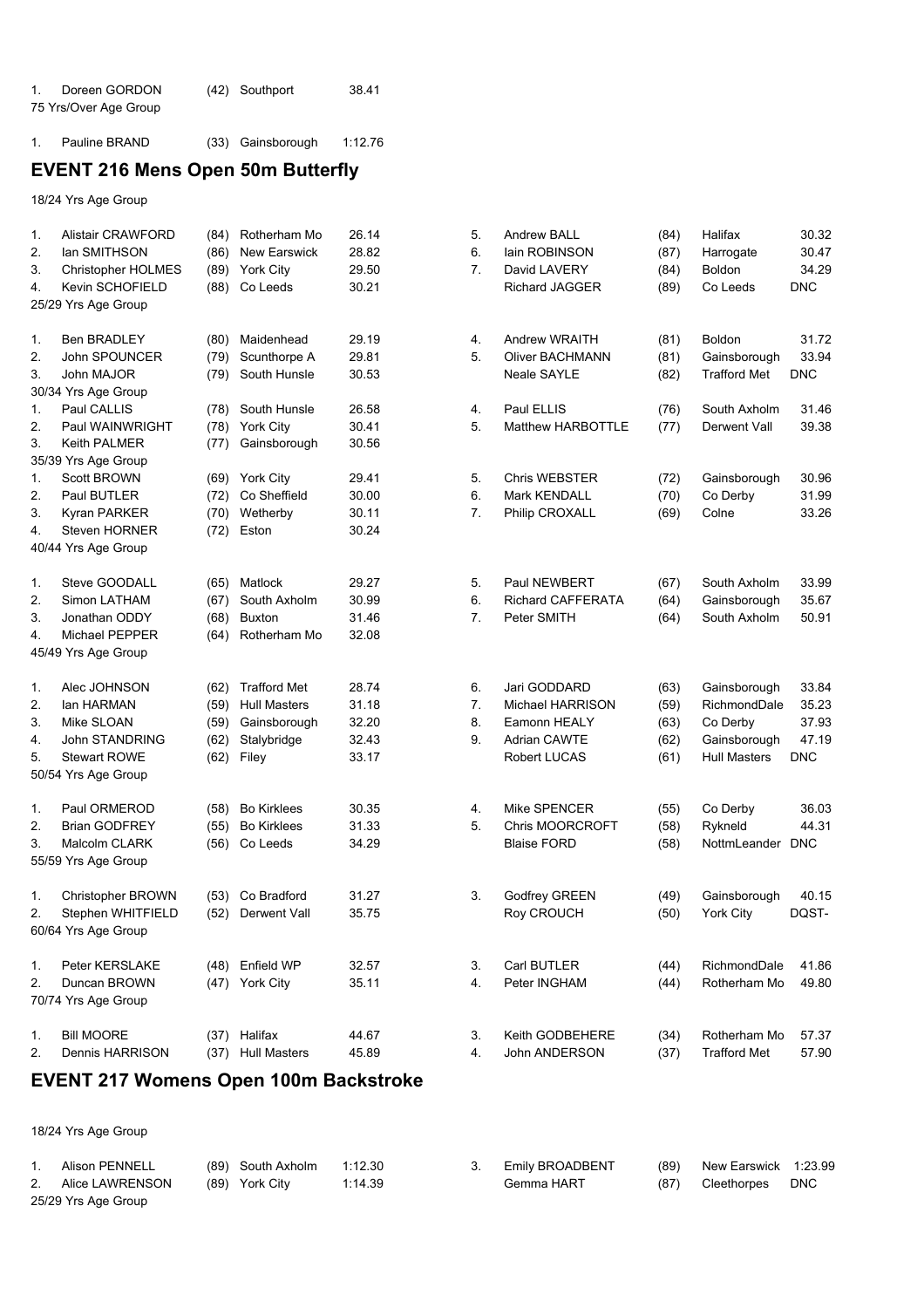1. Doreen GORDON (42) Southport 38.41

75 Yrs/Over Age Group

1. Pauline BRAND (33) Gainsborough 1:12.76

## EVENT 216 Mens Open 50m Butterfly

18/24 Yrs Age Group

| Pos | Name | YOB | Club | Time |
|---|---|---|---|---|
| 1. | Alistair CRAWFORD | (84) | Rotherham Mo | 26.14 |
| 2. | Ian SMITHSON | (86) | New Earswick | 28.82 |
| 3. | Christopher HOLMES | (89) | York City | 29.50 |
| 4. | Kevin SCHOFIELD | (88) | Co Leeds | 30.21 |
| 5. | Andrew BALL | (84) | Halifax | 30.32 |
| 6. | Iain ROBINSON | (87) | Harrogate | 30.47 |
| 7. | David LAVERY | (84) | Boldon | 34.29 |
| | Richard JAGGER | (89) | Co Leeds | DNC |

25/29 Yrs Age Group

| Pos | Name | YOB | Club | Time |
|---|---|---|---|---|
| 1. | Ben BRADLEY | (80) | Maidenhead | 29.19 |
| 2. | John SPOUNCER | (79) | Scunthorpe A | 29.81 |
| 3. | John MAJOR | (79) | South Hunsle | 30.53 |
| 4. | Andrew WRAITH | (81) | Boldon | 31.72 |
| 5. | Oliver BACHMANN | (81) | Gainsborough | 33.94 |
| | Neale SAYLE | (82) | Trafford Met | DNC |

30/34 Yrs Age Group

| Pos | Name | YOB | Club | Time |
|---|---|---|---|---|
| 1. | Paul CALLIS | (78) | South Hunsle | 26.58 |
| 2. | Paul WAINWRIGHT | (78) | York City | 30.41 |
| 3. | Keith PALMER | (77) | Gainsborough | 30.56 |
| 4. | Paul ELLIS | (76) | South Axholm | 31.46 |
| 5. | Matthew HARBOTTLE | (77) | Derwent Vall | 39.38 |

35/39 Yrs Age Group

| Pos | Name | YOB | Club | Time |
|---|---|---|---|---|
| 1. | Scott BROWN | (69) | York City | 29.41 |
| 2. | Paul BUTLER | (72) | Co Sheffield | 30.00 |
| 3. | Kyran PARKER | (70) | Wetherby | 30.11 |
| 4. | Steven HORNER | (72) | Eston | 30.24 |
| 5. | Chris WEBSTER | (72) | Gainsborough | 30.96 |
| 6. | Mark KENDALL | (70) | Co Derby | 31.99 |
| 7. | Philip CROXALL | (69) | Colne | 33.26 |

40/44 Yrs Age Group

| Pos | Name | YOB | Club | Time |
|---|---|---|---|---|
| 1. | Steve GOODALL | (65) | Matlock | 29.27 |
| 2. | Simon LATHAM | (67) | South Axholm | 30.99 |
| 3. | Jonathan ODDY | (68) | Buxton | 31.46 |
| 4. | Michael PEPPER | (64) | Rotherham Mo | 32.08 |
| 5. | Paul NEWBERT | (67) | South Axholm | 33.99 |
| 6. | Richard CAFFERATA | (64) | Gainsborough | 35.67 |
| 7. | Peter SMITH | (64) | South Axholm | 50.91 |

45/49 Yrs Age Group

| Pos | Name | YOB | Club | Time |
|---|---|---|---|---|
| 1. | Alec JOHNSON | (62) | Trafford Met | 28.74 |
| 2. | Ian HARMAN | (59) | Hull Masters | 31.18 |
| 3. | Mike SLOAN | (59) | Gainsborough | 32.20 |
| 4. | John STANDRING | (62) | Stalybridge | 32.43 |
| 5. | Stewart ROWE | (62) | Filey | 33.17 |
| 6. | Jari GODDARD | (63) | Gainsborough | 33.84 |
| 7. | Michael HARRISON | (59) | RichmondDale | 35.23 |
| 8. | Eamonn HEALY | (63) | Co Derby | 37.93 |
| 9. | Adrian CAWTE | (62) | Gainsborough | 47.19 |
| | Robert LUCAS | (61) | Hull Masters | DNC |

50/54 Yrs Age Group

| Pos | Name | YOB | Club | Time |
|---|---|---|---|---|
| 1. | Paul ORMEROD | (58) | Bo Kirklees | 30.35 |
| 2. | Brian GODFREY | (55) | Bo Kirklees | 31.33 |
| 3. | Malcolm CLARK | (56) | Co Leeds | 34.29 |
| 4. | Mike SPENCER | (55) | Co Derby | 36.03 |
| 5. | Chris MOORCROFT | (58) | Rykneld | 44.31 |
| | Blaise FORD | (58) | NottmLeander | DNC |

55/59 Yrs Age Group

| Pos | Name | YOB | Club | Time |
|---|---|---|---|---|
| 1. | Christopher BROWN | (53) | Co Bradford | 31.27 |
| 2. | Stephen WHITFIELD | (52) | Derwent Vall | 35.75 |
| 3. | Godfrey GREEN | (49) | Gainsborough | 40.15 |
| | Roy CROUCH | (50) | York City | DQST- |

60/64 Yrs Age Group

| Pos | Name | YOB | Club | Time |
|---|---|---|---|---|
| 1. | Peter KERSLAKE | (48) | Enfield WP | 32.57 |
| 2. | Duncan BROWN | (47) | York City | 35.11 |
| 3. | Carl BUTLER | (44) | RichmondDale | 41.86 |
| 4. | Peter INGHAM | (44) | Rotherham Mo | 49.80 |

70/74 Yrs Age Group

| Pos | Name | YOB | Club | Time |
|---|---|---|---|---|
| 1. | Bill MOORE | (37) | Halifax | 44.67 |
| 2. | Dennis HARRISON | (37) | Hull Masters | 45.89 |
| 3. | Keith GODBEHERE | (34) | Rotherham Mo | 57.37 |
| 4. | John ANDERSON | (37) | Trafford Met | 57.90 |

## EVENT 217 Womens Open 100m Backstroke

18/24 Yrs Age Group

| Pos | Name | YOB | Club | Time |
|---|---|---|---|---|
| 1. | Alison PENNELL | (89) | South Axholm | 1:12.30 |
| 2. | Alice LAWRENSON | (89) | York City | 1:14.39 |
| 3. | Emily BROADBENT | (89) | New Earswick | 1:23.99 |
| | Gemma HART | (87) | Cleethorpes | DNC |

25/29 Yrs Age Group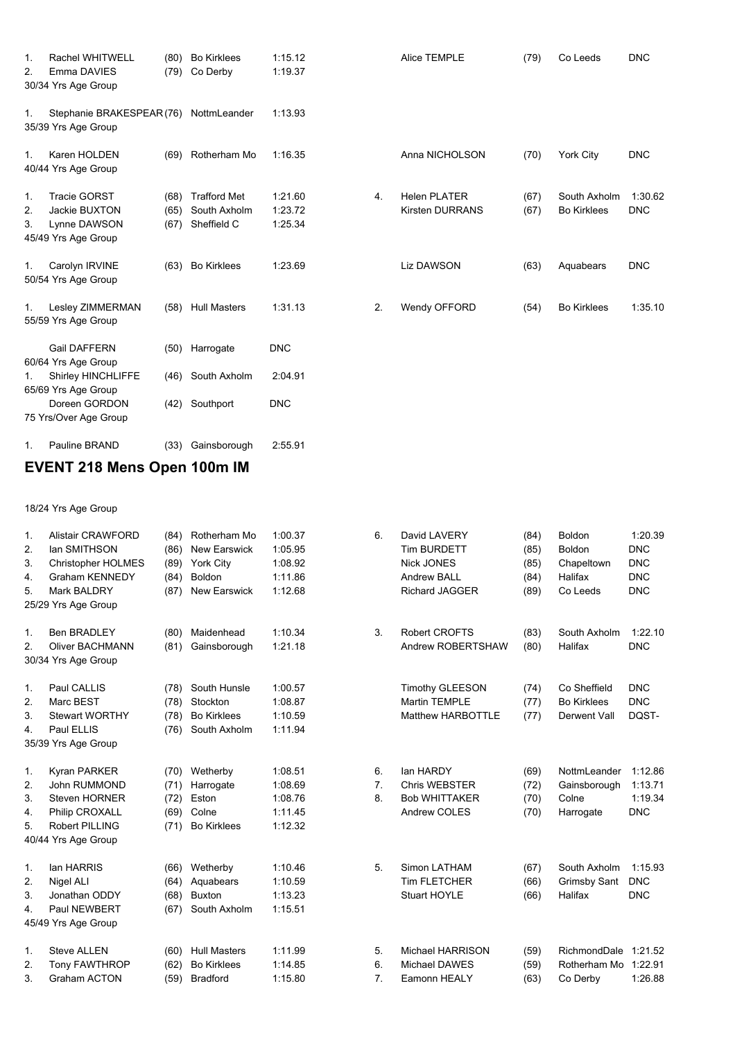| | | | | | | | | | |
|---|---|---|---|---|---|---|---|---|---|
| 1. | Rachel WHITWELL | (80) | Bo Kirklees | 1:15.12 | | Alice TEMPLE | (79) | Co Leeds | DNC |
| 2. | Emma DAVIES | (79) | Co Derby | 1:19.37 | | | | | |

30/34 Yrs Age Group

| | | | | | | | | | |
|---|---|---|---|---|---|---|---|---|---|
| 1. | Stephanie BRAKESPEAR | (76) | NottmLeander | 1:13.93 | | | | | |

35/39 Yrs Age Group

| | | | | | | | | | |
|---|---|---|---|---|---|---|---|---|---|
| 1. | Karen HOLDEN | (69) | Rotherham Mo | 1:16.35 | | Anna NICHOLSON | (70) | York City | DNC |

40/44 Yrs Age Group

| | | | | | | | | | |
|---|---|---|---|---|---|---|---|---|---|
| 1. | Tracie GORST | (68) | Trafford Met | 1:21.60 | 4. | Helen PLATER | (67) | South Axholm | 1:30.62 |
| 2. | Jackie BUXTON | (65) | South Axholm | 1:23.72 | | Kirsten DURRANS | (67) | Bo Kirklees | DNC |
| 3. | Lynne DAWSON | (67) | Sheffield C | 1:25.34 | | | | | |

45/49 Yrs Age Group

| | | | | | | | | | |
|---|---|---|---|---|---|---|---|---|---|
| 1. | Carolyn IRVINE | (63) | Bo Kirklees | 1:23.69 | | Liz DAWSON | (63) | Aquabears | DNC |

50/54 Yrs Age Group

| | | | | | | | | | |
|---|---|---|---|---|---|---|---|---|---|
| 1. | Lesley ZIMMERMAN | (58) | Hull Masters | 1:31.13 | 2. | Wendy OFFORD | (54) | Bo Kirklees | 1:35.10 |

55/59 Yrs Age Group

| | | | | |
|---|---|---|---|---|
| | Gail DAFFERN | (50) | Harrogate | DNC |

60/64 Yrs Age Group

| | | | | |
|---|---|---|---|---|
| 1. | Shirley HINCHLIFFE | (46) | South Axholm | 2:04.91 |

65/69 Yrs Age Group

| | | | | |
|---|---|---|---|---|
| | Doreen GORDON | (42) | Southport | DNC |

75 Yrs/Over Age Group

| | | | | |
|---|---|---|---|---|
| 1. | Pauline BRAND | (33) | Gainsborough | 2:55.91 |

## EVENT 218 Mens Open 100m IM

18/24 Yrs Age Group

| | | | | | | | | | |
|---|---|---|---|---|---|---|---|---|---|
| 1. | Alistair CRAWFORD | (84) | Rotherham Mo | 1:00.37 | 6. | David LAVERY | (84) | Boldon | 1:20.39 |
| 2. | Ian SMITHSON | (86) | New Earswick | 1:05.95 | | Tim BURDETT | (85) | Boldon | DNC |
| 3. | Christopher HOLMES | (89) | York City | 1:08.92 | | Nick JONES | (85) | Chapeltown | DNC |
| 4. | Graham KENNEDY | (84) | Boldon | 1:11.86 | | Andrew BALL | (84) | Halifax | DNC |
| 5. | Mark BALDRY | (87) | New Earswick | 1:12.68 | | Richard JAGGER | (89) | Co Leeds | DNC |

25/29 Yrs Age Group

| | | | | | | | | | |
|---|---|---|---|---|---|---|---|---|---|
| 1. | Ben BRADLEY | (80) | Maidenhead | 1:10.34 | 3. | Robert CROFTS | (83) | South Axholm | 1:22.10 |
| 2. | Oliver BACHMANN | (81) | Gainsborough | 1:21.18 | | Andrew ROBERTSHAW | (80) | Halifax | DNC |

30/34 Yrs Age Group

| | | | | | | | | | |
|---|---|---|---|---|---|---|---|---|---|
| 1. | Paul CALLIS | (78) | South Hunsle | 1:00.57 | | Timothy GLEESON | (74) | Co Sheffield | DNC |
| 2. | Marc BEST | (78) | Stockton | 1:08.87 | | Martin TEMPLE | (77) | Bo Kirklees | DNC |
| 3. | Stewart WORTHY | (78) | Bo Kirklees | 1:10.59 | | Matthew HARBOTTLE | (77) | Derwent Vall | DQST- |
| 4. | Paul ELLIS | (76) | South Axholm | 1:11.94 | | | | | |

35/39 Yrs Age Group

| | | | | | | | | | |
|---|---|---|---|---|---|---|---|---|---|
| 1. | Kyran PARKER | (70) | Wetherby | 1:08.51 | 6. | Ian HARDY | (69) | NottmLeander | 1:12.86 |
| 2. | John RUMMOND | (71) | Harrogate | 1:08.69 | 7. | Chris WEBSTER | (72) | Gainsborough | 1:13.71 |
| 3. | Steven HORNER | (72) | Eston | 1:08.76 | 8. | Bob WHITTAKER | (70) | Colne | 1:19.34 |
| 4. | Philip CROXALL | (69) | Colne | 1:11.45 | | Andrew COLES | (70) | Harrogate | DNC |
| 5. | Robert PILLING | (71) | Bo Kirklees | 1:12.32 | | | | | |

40/44 Yrs Age Group

| | | | | | | | | | |
|---|---|---|---|---|---|---|---|---|---|
| 1. | Ian HARRIS | (66) | Wetherby | 1:10.46 | 5. | Simon LATHAM | (67) | South Axholm | 1:15.93 |
| 2. | Nigel ALI | (64) | Aquabears | 1:10.59 | | Tim FLETCHER | (66) | Grimsby Sant | DNC |
| 3. | Jonathan ODDY | (68) | Buxton | 1:13.23 | | Stuart HOYLE | (66) | Halifax | DNC |
| 4. | Paul NEWBERT | (67) | South Axholm | 1:15.51 | | | | | |

45/49 Yrs Age Group

| | | | | | | | | | |
|---|---|---|---|---|---|---|---|---|---|
| 1. | Steve ALLEN | (60) | Hull Masters | 1:11.99 | 5. | Michael HARRISON | (59) | RichmondDale | 1:21.52 |
| 2. | Tony FAWTHROP | (62) | Bo Kirklees | 1:14.85 | 6. | Michael DAWES | (59) | Rotherham Mo | 1:22.91 |
| 3. | Graham ACTON | (59) | Bradford | 1:15.80 | 7. | Eamonn HEALY | (63) | Co Derby | 1:26.88 |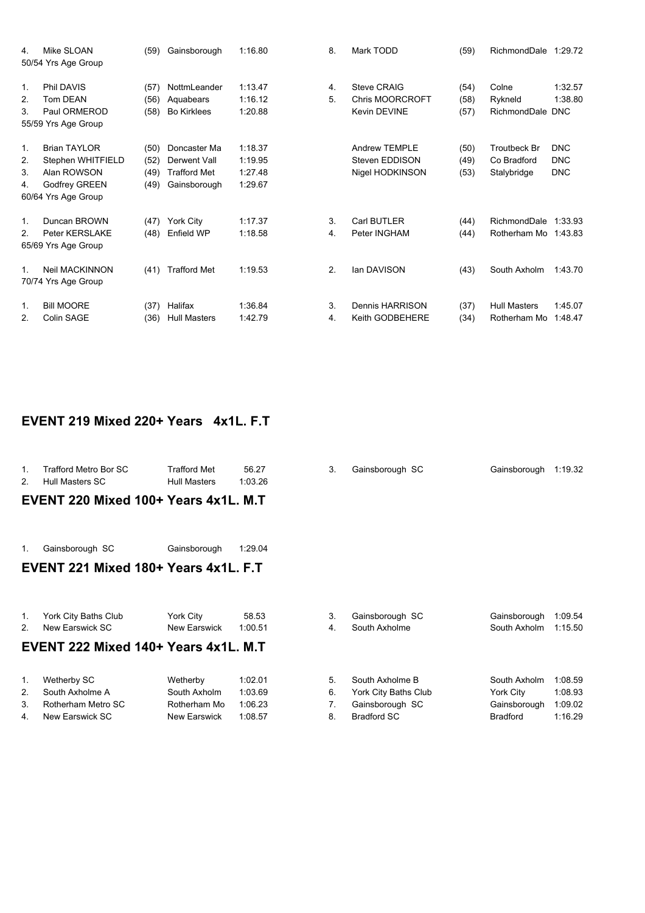| | | | | | | | | | |
|---|---|---|---|---|---|---|---|---|---|
| 4. | Mike SLOAN | (59) | Gainsborough | 1:16.80 | 8. | Mark TODD | (59) | RichmondDale | 1:29.72 |

50/54 Yrs Age Group

| | | | | | | | | | |
|---|---|---|---|---|---|---|---|---|---|
| 1. | Phil DAVIS | (57) | NottmLeander | 1:13.47 | 4. | Steve CRAIG | (54) | Colne | 1:32.57 |
| 2. | Tom DEAN | (56) | Aquabears | 1:16.12 | 5. | Chris MOORCROFT | (58) | Rykneld | 1:38.80 |
| 3. | Paul ORMEROD | (58) | Bo Kirklees | 1:20.88 | | Kevin DEVINE | (57) | RichmondDale | DNC |

55/59 Yrs Age Group

| | | | | | | | | | |
|---|---|---|---|---|---|---|---|---|---|
| 1. | Brian TAYLOR | (50) | Doncaster Ma | 1:18.37 | | Andrew TEMPLE | (50) | Troutbeck Br | DNC |
| 2. | Stephen WHITFIELD | (52) | Derwent Vall | 1:19.95 | | Steven EDDISON | (49) | Co Bradford | DNC |
| 3. | Alan ROWSON | (49) | Trafford Met | 1:27.48 | | Nigel HODKINSON | (53) | Stalybridge | DNC |
| 4. | Godfrey GREEN | (49) | Gainsborough | 1:29.67 | | | | | |

60/64 Yrs Age Group

| | | | | | | | | | |
|---|---|---|---|---|---|---|---|---|---|
| 1. | Duncan BROWN | (47) | York City | 1:17.37 | 3. | Carl BUTLER | (44) | RichmondDale | 1:33.93 |
| 2. | Peter KERSLAKE | (48) | Enfield WP | 1:18.58 | 4. | Peter INGHAM | (44) | Rotherham Mo | 1:43.83 |

65/69 Yrs Age Group

| | | | | | | | | | |
|---|---|---|---|---|---|---|---|---|---|
| 1. | Neil MACKINNON | (41) | Trafford Met | 1:19.53 | 2. | Ian DAVISON | (43) | South Axholm | 1:43.70 |

70/74 Yrs Age Group

| | | | | | | | | | |
|---|---|---|---|---|---|---|---|---|---|
| 1. | Bill MOORE | (37) | Halifax | 1:36.84 | 3. | Dennis HARRISON | (37) | Hull Masters | 1:45.07 |
| 2. | Colin SAGE | (36) | Hull Masters | 1:42.79 | 4. | Keith GODBEHERE | (34) | Rotherham Mo | 1:48.47 |

## EVENT 219 Mixed 220+ Years 4x1L. F.T

| | | | | | | | |
|---|---|---|---|---|---|---|---|
| 1. | Trafford Metro Bor SC | Trafford Met | 56.27 | 3. | Gainsborough SC | Gainsborough | 1:19.32 |
| 2. | Hull Masters SC | Hull Masters | 1:03.26 | | | | |

## EVENT 220 Mixed 100+ Years 4x1L. M.T

| | | | |
|---|---|---|---|
| 1. | Gainsborough SC | Gainsborough | 1:29.04 |

## EVENT 221 Mixed 180+ Years 4x1L. F.T

| | | | | | | | |
|---|---|---|---|---|---|---|---|
| 1. | York City Baths Club | York City | 58.53 | 3. | Gainsborough SC | Gainsborough | 1:09.54 |
| 2. | New Earswick SC | New Earswick | 1:00.51 | 4. | South Axholme | South Axholm | 1:15.50 |

## EVENT 222 Mixed 140+ Years 4x1L. M.T

| | | | | | | | |
|---|---|---|---|---|---|---|---|
| 1. | Wetherby SC | Wetherby | 1:02.01 | 5. | South Axholme B | South Axholm | 1:08.59 |
| 2. | South Axholme A | South Axholm | 1:03.69 | 6. | York City Baths Club | York City | 1:08.93 |
| 3. | Rotherham Metro SC | Rotherham Mo | 1:06.23 | 7. | Gainsborough SC | Gainsborough | 1:09.02 |
| 4. | New Earswick SC | New Earswick | 1:08.57 | 8. | Bradford SC | Bradford | 1:16.29 |